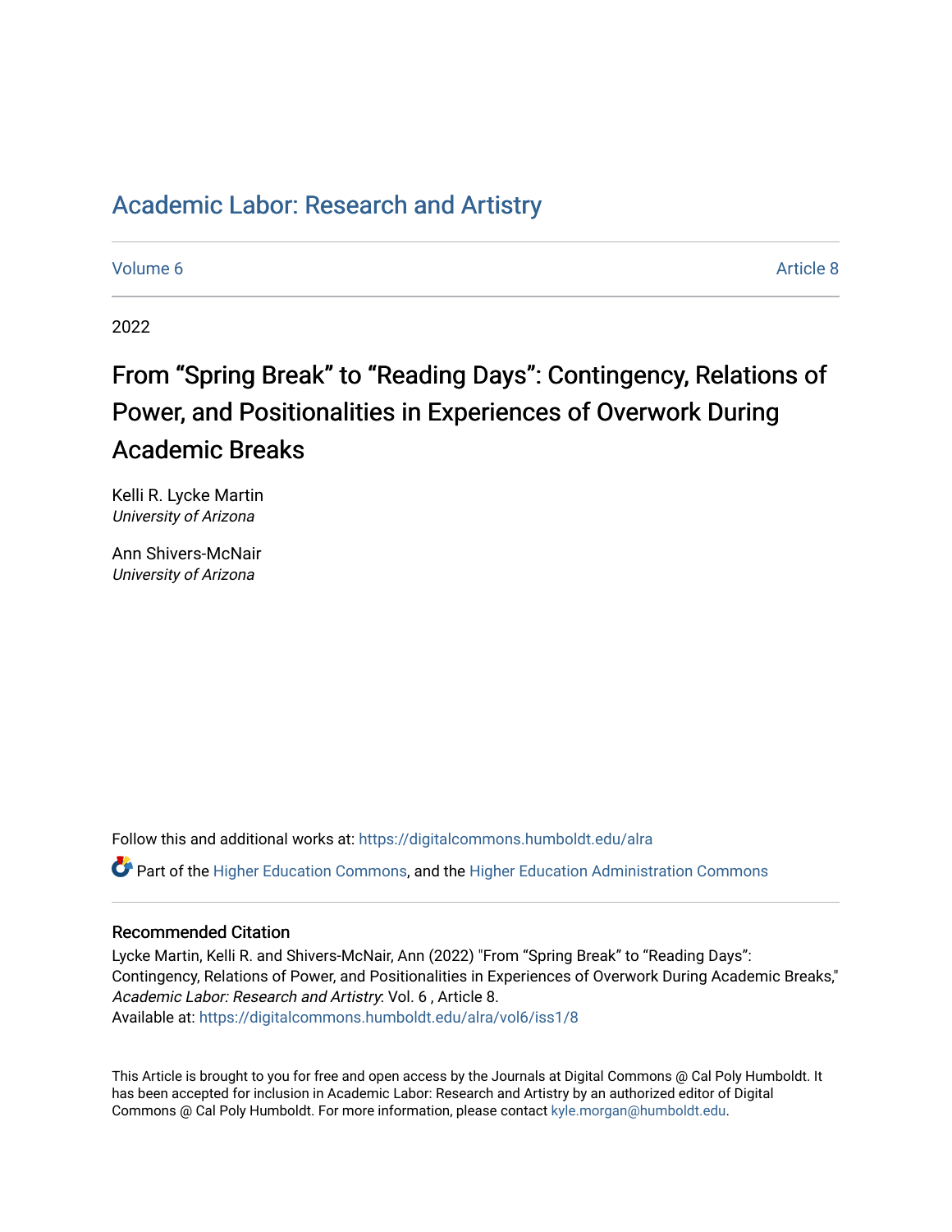# Academic Labor: Research and Artistry

Volume 6 Article 8

2022

## From “Spring Break” to “Reading Days”: Contingency, Relations of Power, and Positionalities in Experiences of Overwork During Academic Breaks

Kelli R. Lycke Martin
*University of Arizona*

Ann Shivers-McNair
*University of Arizona*

Follow this and additional works at: https://digitalcommons.humboldt.edu/alra

Part of the Higher Education Commons, and the Higher Education Administration Commons

### Recommended Citation

Lycke Martin, Kelli R. and Shivers-McNair, Ann (2022) "From “Spring Break” to “Reading Days”: Contingency, Relations of Power, and Positionalities in Experiences of Overwork During Academic Breaks," *Academic Labor: Research and Artistry*: Vol. 6 , Article 8.
Available at: https://digitalcommons.humboldt.edu/alra/vol6/iss1/8

This Article is brought to you for free and open access by the Journals at Digital Commons @ Cal Poly Humboldt. It has been accepted for inclusion in Academic Labor: Research and Artistry by an authorized editor of Digital Commons @ Cal Poly Humboldt. For more information, please contact kyle.morgan@humboldt.edu.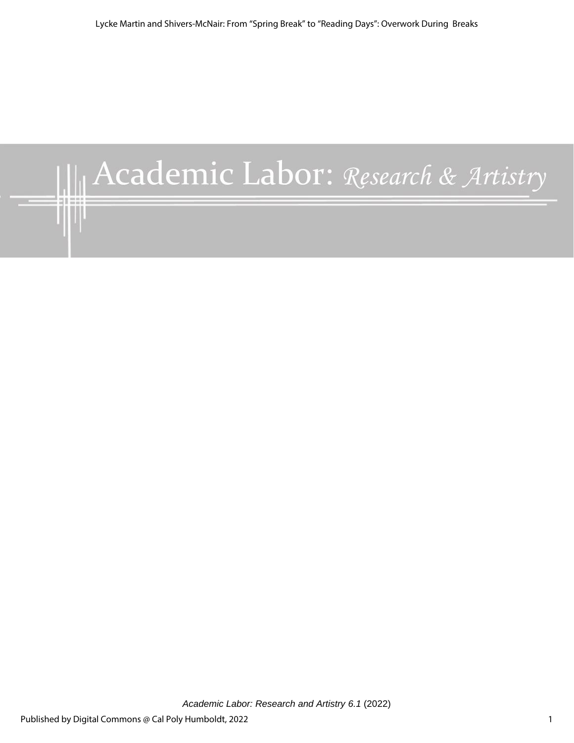# Academic Labor: *Research & Artistry*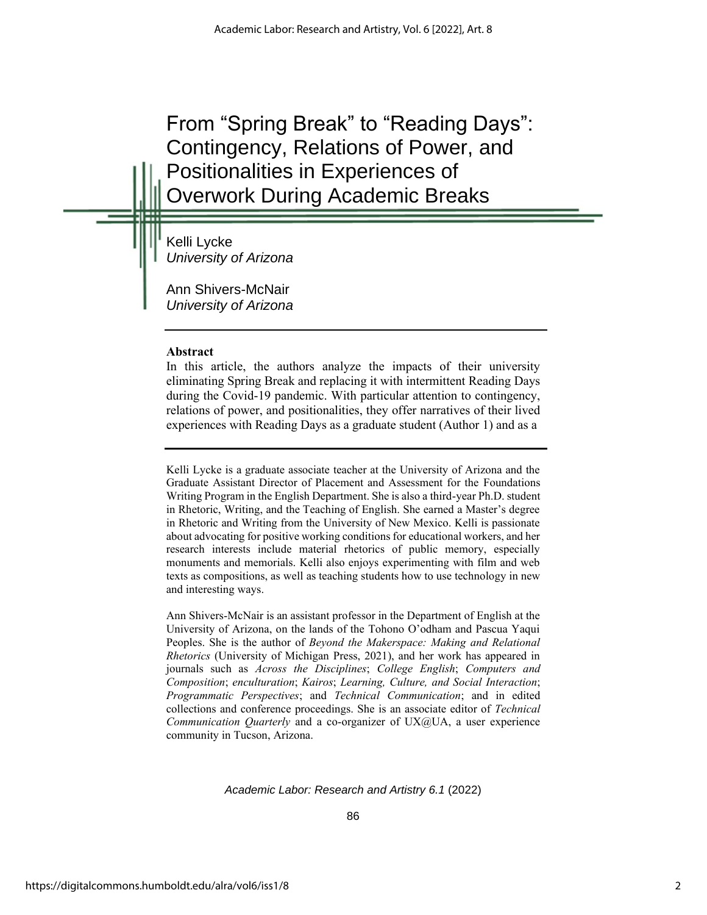# From "Spring Break" to "Reading Days": Contingency, Relations of Power, and Positionalities in Experiences of Overwork During Academic Breaks

Kelli Lycke
*University of Arizona*

Ann Shivers-McNair
*University of Arizona*

**Abstract**

In this article, the authors analyze the impacts of their university eliminating Spring Break and replacing it with intermittent Reading Days during the Covid-19 pandemic. With particular attention to contingency, relations of power, and positionalities, they offer narratives of their lived experiences with Reading Days as a graduate student (Author 1) and as a

---

Kelli Lycke is a graduate associate teacher at the University of Arizona and the Graduate Assistant Director of Placement and Assessment for the Foundations Writing Program in the English Department. She is also a third-year Ph.D. student in Rhetoric, Writing, and the Teaching of English. She earned a Master's degree in Rhetoric and Writing from the University of New Mexico. Kelli is passionate about advocating for positive working conditions for educational workers, and her research interests include material rhetorics of public memory, especially monuments and memorials. Kelli also enjoys experimenting with film and web texts as compositions, as well as teaching students how to use technology in new and interesting ways.

Ann Shivers-McNair is an assistant professor in the Department of English at the University of Arizona, on the lands of the Tohono O'odham and Pascua Yaqui Peoples. She is the author of *Beyond the Makerspace: Making and Relational Rhetorics* (University of Michigan Press, 2021), and her work has appeared in journals such as *Across the Disciplines*; *College English*; *Computers and Composition*; *enculturation*; *Kairos*; *Learning, Culture, and Social Interaction*; *Programmatic Perspectives*; and *Technical Communication*; and in edited collections and conference proceedings. She is an associate editor of *Technical Communication Quarterly* and a co-organizer of UX@UA, a user experience community in Tucson, Arizona.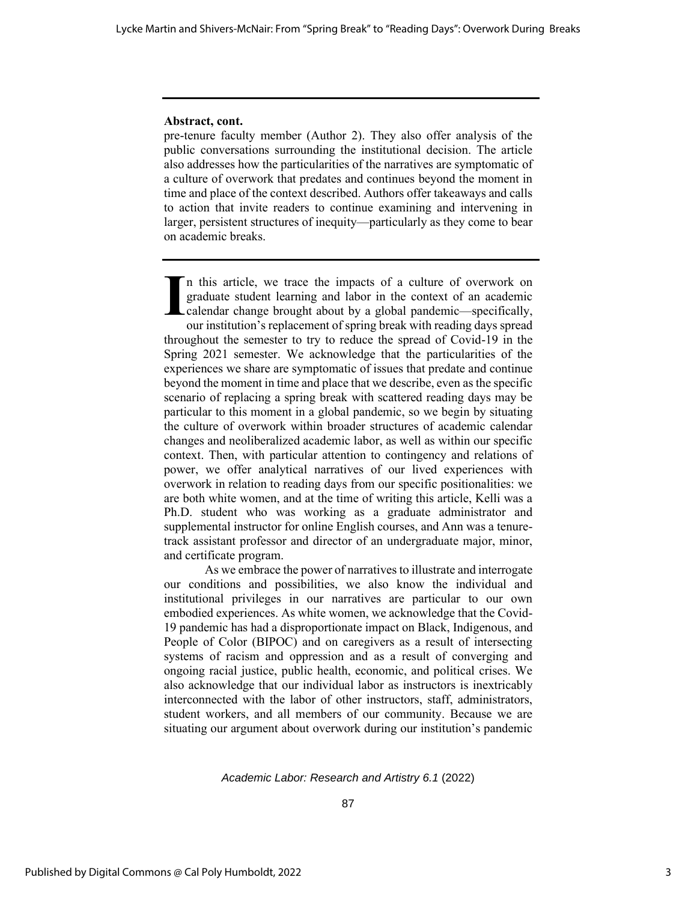**Abstract, cont.**

pre-tenure faculty member (Author 2). They also offer analysis of the public conversations surrounding the institutional decision. The article also addresses how the particularities of the narratives are symptomatic of a culture of overwork that predates and continues beyond the moment in time and place of the context described. Authors offer takeaways and calls to action that invite readers to continue examining and intervening in larger, persistent structures of inequity—particularly as they come to bear on academic breaks.

---

In this article, we trace the impacts of a culture of overwork on graduate student learning and labor in the context of an academic calendar change brought about by a global pandemic—specifically, our institution's replacement of spring break with reading days spread throughout the semester to try to reduce the spread of Covid-19 in the Spring 2021 semester. We acknowledge that the particularities of the experiences we share are symptomatic of issues that predate and continue beyond the moment in time and place that we describe, even as the specific scenario of replacing a spring break with scattered reading days may be particular to this moment in a global pandemic, so we begin by situating the culture of overwork within broader structures of academic calendar changes and neoliberalized academic labor, as well as within our specific context. Then, with particular attention to contingency and relations of power, we offer analytical narratives of our lived experiences with overwork in relation to reading days from our specific positionalities: we are both white women, and at the time of writing this article, Kelli was a Ph.D. student who was working as a graduate administrator and supplemental instructor for online English courses, and Ann was a tenure-track assistant professor and director of an undergraduate major, minor, and certificate program.

As we embrace the power of narratives to illustrate and interrogate our conditions and possibilities, we also know the individual and institutional privileges in our narratives are particular to our own embodied experiences. As white women, we acknowledge that the Covid-19 pandemic has had a disproportionate impact on Black, Indigenous, and People of Color (BIPOC) and on caregivers as a result of intersecting systems of racism and oppression and as a result of converging and ongoing racial justice, public health, economic, and political crises. We also acknowledge that our individual labor as instructors is inextricably interconnected with the labor of other instructors, staff, administrators, student workers, and all members of our community. Because we are situating our argument about overwork during our institution's pandemic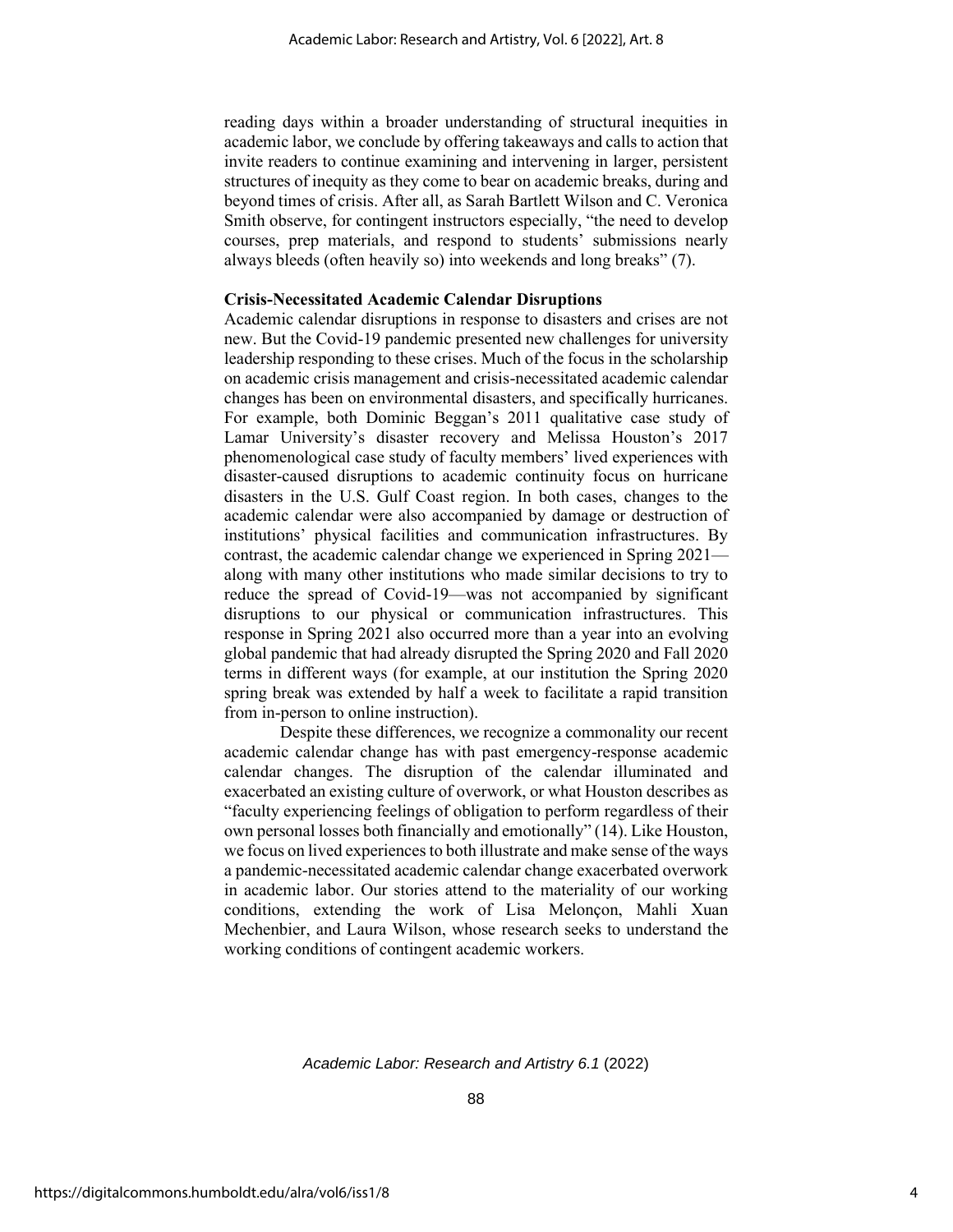reading days within a broader understanding of structural inequities in academic labor, we conclude by offering takeaways and calls to action that invite readers to continue examining and intervening in larger, persistent structures of inequity as they come to bear on academic breaks, during and beyond times of crisis. After all, as Sarah Bartlett Wilson and C. Veronica Smith observe, for contingent instructors especially, "the need to develop courses, prep materials, and respond to students' submissions nearly always bleeds (often heavily so) into weekends and long breaks" (7).

**Crisis-Necessitated Academic Calendar Disruptions**

Academic calendar disruptions in response to disasters and crises are not new. But the Covid-19 pandemic presented new challenges for university leadership responding to these crises. Much of the focus in the scholarship on academic crisis management and crisis-necessitated academic calendar changes has been on environmental disasters, and specifically hurricanes. For example, both Dominic Beggan's 2011 qualitative case study of Lamar University's disaster recovery and Melissa Houston's 2017 phenomenological case study of faculty members' lived experiences with disaster-caused disruptions to academic continuity focus on hurricane disasters in the U.S. Gulf Coast region. In both cases, changes to the academic calendar were also accompanied by damage or destruction of institutions' physical facilities and communication infrastructures. By contrast, the academic calendar change we experienced in Spring 2021—along with many other institutions who made similar decisions to try to reduce the spread of Covid-19—was not accompanied by significant disruptions to our physical or communication infrastructures. This response in Spring 2021 also occurred more than a year into an evolving global pandemic that had already disrupted the Spring 2020 and Fall 2020 terms in different ways (for example, at our institution the Spring 2020 spring break was extended by half a week to facilitate a rapid transition from in-person to online instruction).

Despite these differences, we recognize a commonality our recent academic calendar change has with past emergency-response academic calendar changes. The disruption of the calendar illuminated and exacerbated an existing culture of overwork, or what Houston describes as "faculty experiencing feelings of obligation to perform regardless of their own personal losses both financially and emotionally" (14). Like Houston, we focus on lived experiences to both illustrate and make sense of the ways a pandemic-necessitated academic calendar change exacerbated overwork in academic labor. Our stories attend to the materiality of our working conditions, extending the work of Lisa Melonçon, Mahli Xuan Mechenbier, and Laura Wilson, whose research seeks to understand the working conditions of contingent academic workers.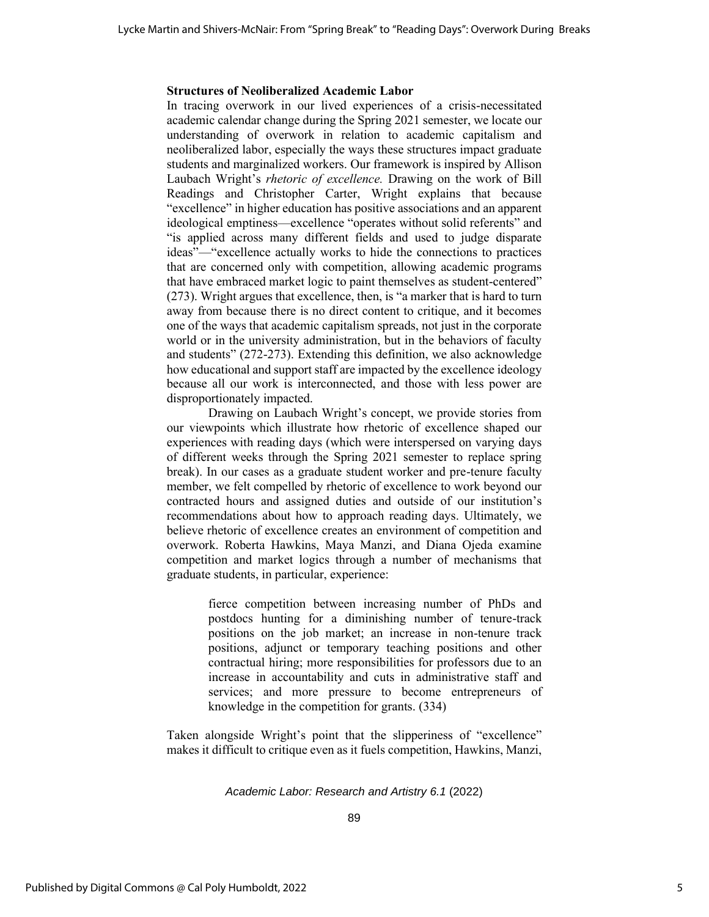### Structures of Neoliberalized Academic Labor

In tracing overwork in our lived experiences of a crisis-necessitated academic calendar change during the Spring 2021 semester, we locate our understanding of overwork in relation to academic capitalism and neoliberalized labor, especially the ways these structures impact graduate students and marginalized workers. Our framework is inspired by Allison Laubach Wright's *rhetoric of excellence.* Drawing on the work of Bill Readings and Christopher Carter, Wright explains that because "excellence" in higher education has positive associations and an apparent ideological emptiness—excellence "operates without solid referents" and "is applied across many different fields and used to judge disparate ideas"—"excellence actually works to hide the connections to practices that are concerned only with competition, allowing academic programs that have embraced market logic to paint themselves as student-centered" (273). Wright argues that excellence, then, is "a marker that is hard to turn away from because there is no direct content to critique, and it becomes one of the ways that academic capitalism spreads, not just in the corporate world or in the university administration, but in the behaviors of faculty and students" (272-273). Extending this definition, we also acknowledge how educational and support staff are impacted by the excellence ideology because all our work is interconnected, and those with less power are disproportionately impacted.

Drawing on Laubach Wright's concept, we provide stories from our viewpoints which illustrate how rhetoric of excellence shaped our experiences with reading days (which were interspersed on varying days of different weeks through the Spring 2021 semester to replace spring break). In our cases as a graduate student worker and pre-tenure faculty member, we felt compelled by rhetoric of excellence to work beyond our contracted hours and assigned duties and outside of our institution's recommendations about how to approach reading days. Ultimately, we believe rhetoric of excellence creates an environment of competition and overwork. Roberta Hawkins, Maya Manzi, and Diana Ojeda examine competition and market logics through a number of mechanisms that graduate students, in particular, experience:

> fierce competition between increasing number of PhDs and postdocs hunting for a diminishing number of tenure-track positions on the job market; an increase in non-tenure track positions, adjunct or temporary teaching positions and other contractual hiring; more responsibilities for professors due to an increase in accountability and cuts in administrative staff and services; and more pressure to become entrepreneurs of knowledge in the competition for grants. (334)

Taken alongside Wright's point that the slipperiness of "excellence" makes it difficult to critique even as it fuels competition, Hawkins, Manzi,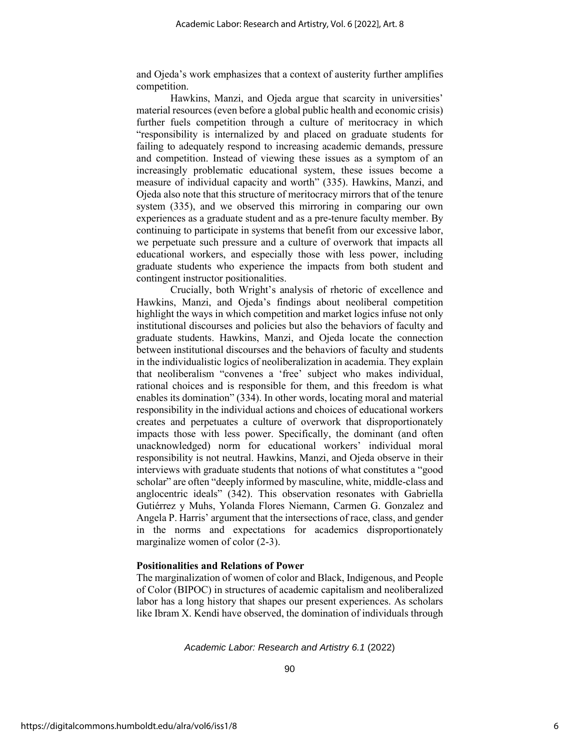and Ojeda's work emphasizes that a context of austerity further amplifies competition.

Hawkins, Manzi, and Ojeda argue that scarcity in universities' material resources (even before a global public health and economic crisis) further fuels competition through a culture of meritocracy in which "responsibility is internalized by and placed on graduate students for failing to adequately respond to increasing academic demands, pressure and competition. Instead of viewing these issues as a symptom of an increasingly problematic educational system, these issues become a measure of individual capacity and worth" (335). Hawkins, Manzi, and Ojeda also note that this structure of meritocracy mirrors that of the tenure system (335), and we observed this mirroring in comparing our own experiences as a graduate student and as a pre-tenure faculty member. By continuing to participate in systems that benefit from our excessive labor, we perpetuate such pressure and a culture of overwork that impacts all educational workers, and especially those with less power, including graduate students who experience the impacts from both student and contingent instructor positionalities.

Crucially, both Wright's analysis of rhetoric of excellence and Hawkins, Manzi, and Ojeda's findings about neoliberal competition highlight the ways in which competition and market logics infuse not only institutional discourses and policies but also the behaviors of faculty and graduate students. Hawkins, Manzi, and Ojeda locate the connection between institutional discourses and the behaviors of faculty and students in the individualistic logics of neoliberalization in academia. They explain that neoliberalism "convenes a 'free' subject who makes individual, rational choices and is responsible for them, and this freedom is what enables its domination" (334). In other words, locating moral and material responsibility in the individual actions and choices of educational workers creates and perpetuates a culture of overwork that disproportionately impacts those with less power. Specifically, the dominant (and often unacknowledged) norm for educational workers' individual moral responsibility is not neutral. Hawkins, Manzi, and Ojeda observe in their interviews with graduate students that notions of what constitutes a "good scholar" are often "deeply informed by masculine, white, middle-class and anglocentric ideals" (342). This observation resonates with Gabriella Gutiérrez y Muhs, Yolanda Flores Niemann, Carmen G. Gonzalez and Angela P. Harris' argument that the intersections of race, class, and gender in the norms and expectations for academics disproportionately marginalize women of color (2-3).

**Positionalities and Relations of Power**

The marginalization of women of color and Black, Indigenous, and People of Color (BIPOC) in structures of academic capitalism and neoliberalized labor has a long history that shapes our present experiences. As scholars like Ibram X. Kendi have observed, the domination of individuals through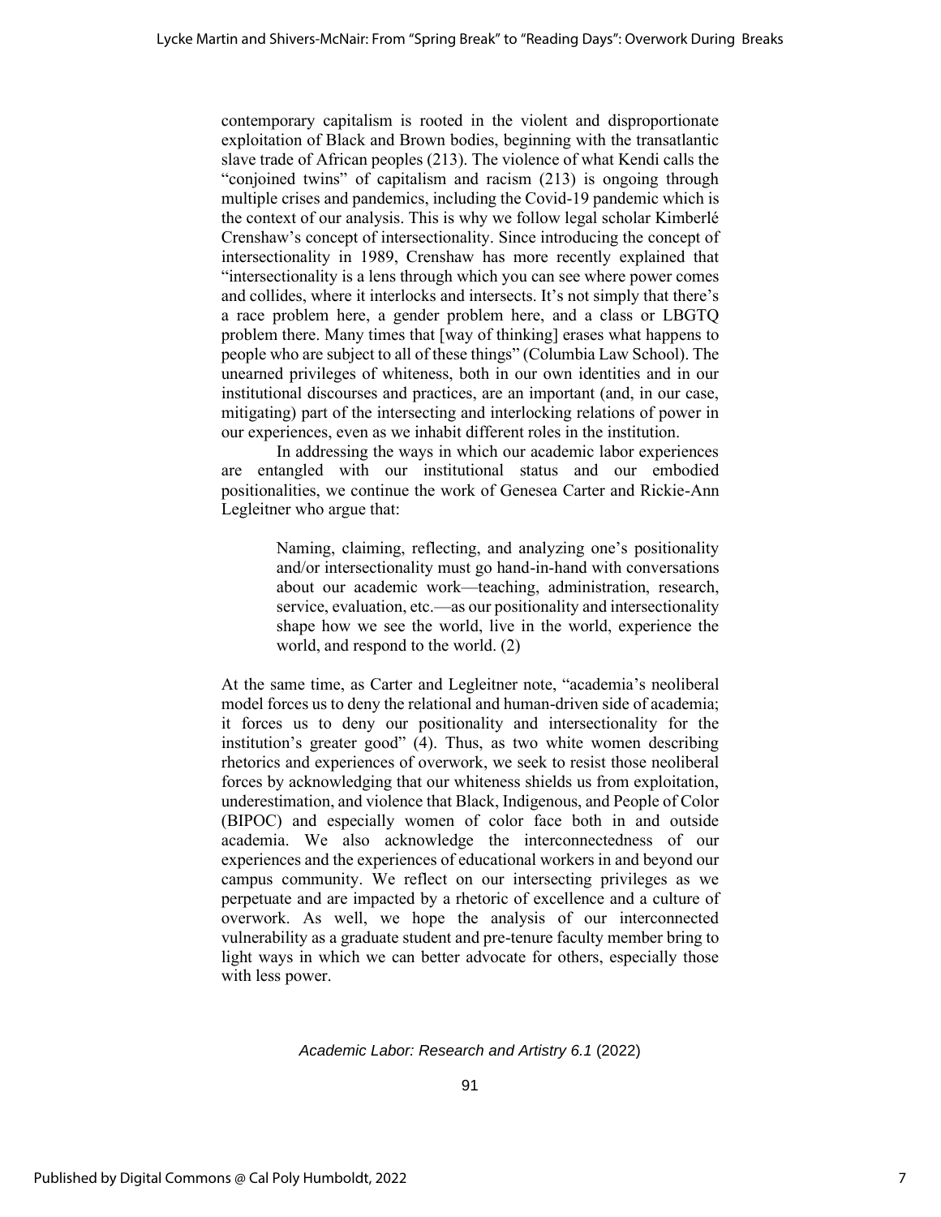contemporary capitalism is rooted in the violent and disproportionate exploitation of Black and Brown bodies, beginning with the transatlantic slave trade of African peoples (213). The violence of what Kendi calls the "conjoined twins" of capitalism and racism (213) is ongoing through multiple crises and pandemics, including the Covid-19 pandemic which is the context of our analysis. This is why we follow legal scholar Kimberlé Crenshaw's concept of intersectionality. Since introducing the concept of intersectionality in 1989, Crenshaw has more recently explained that "intersectionality is a lens through which you can see where power comes and collides, where it interlocks and intersects. It's not simply that there's a race problem here, a gender problem here, and a class or LBGTQ problem there. Many times that [way of thinking] erases what happens to people who are subject to all of these things" (Columbia Law School). The unearned privileges of whiteness, both in our own identities and in our institutional discourses and practices, are an important (and, in our case, mitigating) part of the intersecting and interlocking relations of power in our experiences, even as we inhabit different roles in the institution.

In addressing the ways in which our academic labor experiences are entangled with our institutional status and our embodied positionalities, we continue the work of Genesea Carter and Rickie-Ann Legleitner who argue that:

> Naming, claiming, reflecting, and analyzing one's positionality and/or intersectionality must go hand-in-hand with conversations about our academic work—teaching, administration, research, service, evaluation, etc.—as our positionality and intersectionality shape how we see the world, live in the world, experience the world, and respond to the world. (2)

At the same time, as Carter and Legleitner note, "academia's neoliberal model forces us to deny the relational and human-driven side of academia; it forces us to deny our positionality and intersectionality for the institution's greater good" (4). Thus, as two white women describing rhetorics and experiences of overwork, we seek to resist those neoliberal forces by acknowledging that our whiteness shields us from exploitation, underestimation, and violence that Black, Indigenous, and People of Color (BIPOC) and especially women of color face both in and outside academia. We also acknowledge the interconnectedness of our experiences and the experiences of educational workers in and beyond our campus community. We reflect on our intersecting privileges as we perpetuate and are impacted by a rhetoric of excellence and a culture of overwork. As well, we hope the analysis of our interconnected vulnerability as a graduate student and pre-tenure faculty member bring to light ways in which we can better advocate for others, especially those with less power.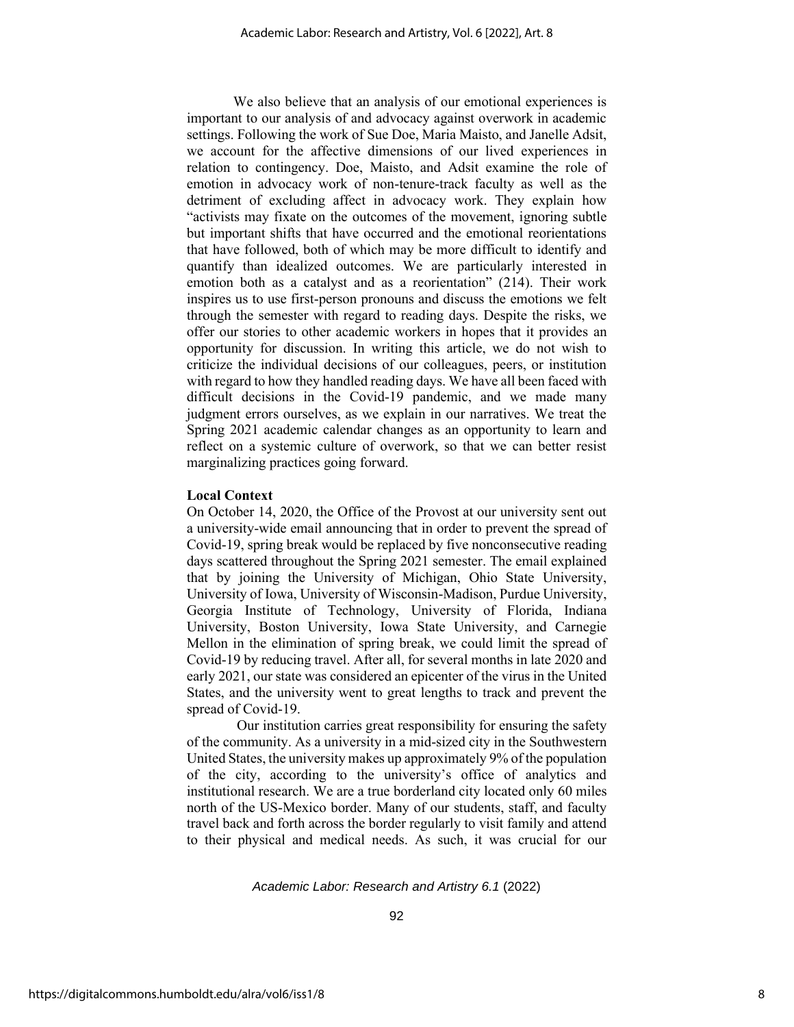We also believe that an analysis of our emotional experiences is important to our analysis of and advocacy against overwork in academic settings. Following the work of Sue Doe, Maria Maisto, and Janelle Adsit, we account for the affective dimensions of our lived experiences in relation to contingency. Doe, Maisto, and Adsit examine the role of emotion in advocacy work of non-tenure-track faculty as well as the detriment of excluding affect in advocacy work. They explain how "activists may fixate on the outcomes of the movement, ignoring subtle but important shifts that have occurred and the emotional reorientations that have followed, both of which may be more difficult to identify and quantify than idealized outcomes. We are particularly interested in emotion both as a catalyst and as a reorientation" (214). Their work inspires us to use first-person pronouns and discuss the emotions we felt through the semester with regard to reading days. Despite the risks, we offer our stories to other academic workers in hopes that it provides an opportunity for discussion. In writing this article, we do not wish to criticize the individual decisions of our colleagues, peers, or institution with regard to how they handled reading days. We have all been faced with difficult decisions in the Covid-19 pandemic, and we made many judgment errors ourselves, as we explain in our narratives. We treat the Spring 2021 academic calendar changes as an opportunity to learn and reflect on a systemic culture of overwork, so that we can better resist marginalizing practices going forward.

**Local Context**

On October 14, 2020, the Office of the Provost at our university sent out a university-wide email announcing that in order to prevent the spread of Covid-19, spring break would be replaced by five nonconsecutive reading days scattered throughout the Spring 2021 semester. The email explained that by joining the University of Michigan, Ohio State University, University of Iowa, University of Wisconsin-Madison, Purdue University, Georgia Institute of Technology, University of Florida, Indiana University, Boston University, Iowa State University, and Carnegie Mellon in the elimination of spring break, we could limit the spread of Covid-19 by reducing travel. After all, for several months in late 2020 and early 2021, our state was considered an epicenter of the virus in the United States, and the university went to great lengths to track and prevent the spread of Covid-19.

Our institution carries great responsibility for ensuring the safety of the community. As a university in a mid-sized city in the Southwestern United States, the university makes up approximately 9% of the population of the city, according to the university's office of analytics and institutional research. We are a true borderland city located only 60 miles north of the US-Mexico border. Many of our students, staff, and faculty travel back and forth across the border regularly to visit family and attend to their physical and medical needs. As such, it was crucial for our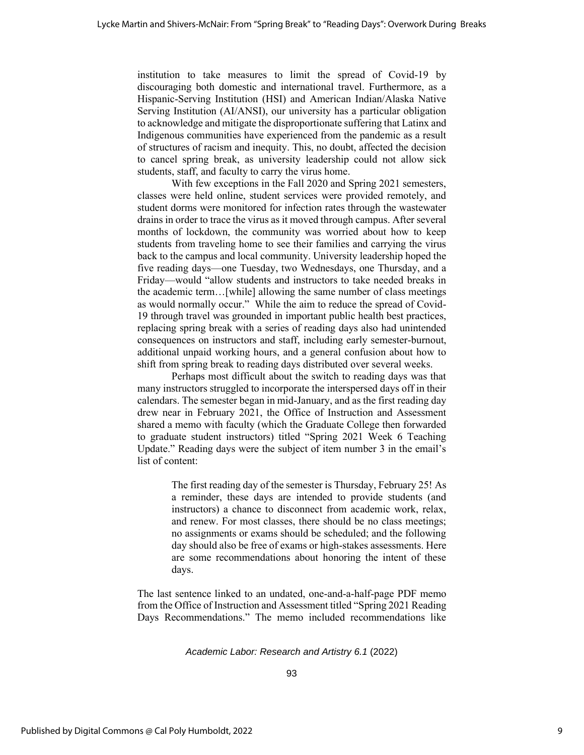institution to take measures to limit the spread of Covid-19 by discouraging both domestic and international travel. Furthermore, as a Hispanic-Serving Institution (HSI) and American Indian/Alaska Native Serving Institution (AI/ANSI), our university has a particular obligation to acknowledge and mitigate the disproportionate suffering that Latinx and Indigenous communities have experienced from the pandemic as a result of structures of racism and inequity. This, no doubt, affected the decision to cancel spring break, as university leadership could not allow sick students, staff, and faculty to carry the virus home.

With few exceptions in the Fall 2020 and Spring 2021 semesters, classes were held online, student services were provided remotely, and student dorms were monitored for infection rates through the wastewater drains in order to trace the virus as it moved through campus. After several months of lockdown, the community was worried about how to keep students from traveling home to see their families and carrying the virus back to the campus and local community. University leadership hoped the five reading days—one Tuesday, two Wednesdays, one Thursday, and a Friday—would "allow students and instructors to take needed breaks in the academic term…[while] allowing the same number of class meetings as would normally occur." While the aim to reduce the spread of Covid-19 through travel was grounded in important public health best practices, replacing spring break with a series of reading days also had unintended consequences on instructors and staff, including early semester-burnout, additional unpaid working hours, and a general confusion about how to shift from spring break to reading days distributed over several weeks.

Perhaps most difficult about the switch to reading days was that many instructors struggled to incorporate the interspersed days off in their calendars. The semester began in mid-January, and as the first reading day drew near in February 2021, the Office of Instruction and Assessment shared a memo with faculty (which the Graduate College then forwarded to graduate student instructors) titled "Spring 2021 Week 6 Teaching Update." Reading days were the subject of item number 3 in the email's list of content:

> The first reading day of the semester is Thursday, February 25! As a reminder, these days are intended to provide students (and instructors) a chance to disconnect from academic work, relax, and renew. For most classes, there should be no class meetings; no assignments or exams should be scheduled; and the following day should also be free of exams or high-stakes assessments. Here are some recommendations about honoring the intent of these days.

The last sentence linked to an undated, one-and-a-half-page PDF memo from the Office of Instruction and Assessment titled "Spring 2021 Reading Days Recommendations." The memo included recommendations like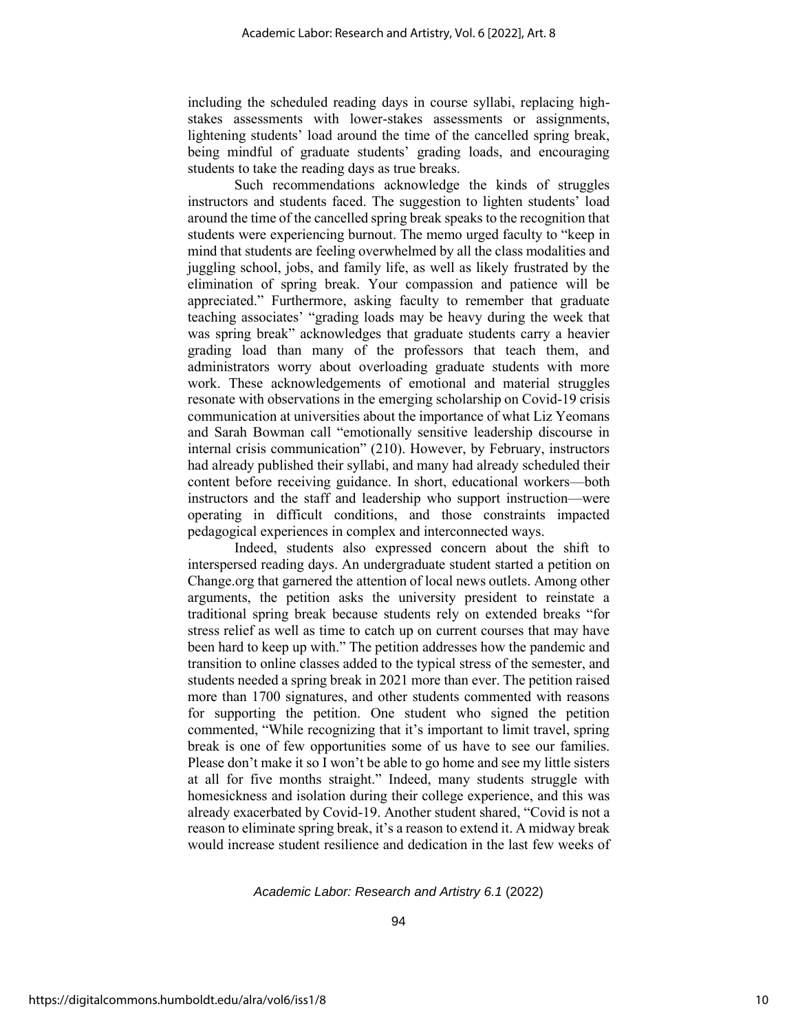including the scheduled reading days in course syllabi, replacing high-stakes assessments with lower-stakes assessments or assignments, lightening students' load around the time of the cancelled spring break, being mindful of graduate students' grading loads, and encouraging students to take the reading days as true breaks.

Such recommendations acknowledge the kinds of struggles instructors and students faced. The suggestion to lighten students' load around the time of the cancelled spring break speaks to the recognition that students were experiencing burnout. The memo urged faculty to "keep in mind that students are feeling overwhelmed by all the class modalities and juggling school, jobs, and family life, as well as likely frustrated by the elimination of spring break. Your compassion and patience will be appreciated." Furthermore, asking faculty to remember that graduate teaching associates' "grading loads may be heavy during the week that was spring break" acknowledges that graduate students carry a heavier grading load than many of the professors that teach them, and administrators worry about overloading graduate students with more work. These acknowledgements of emotional and material struggles resonate with observations in the emerging scholarship on Covid-19 crisis communication at universities about the importance of what Liz Yeomans and Sarah Bowman call "emotionally sensitive leadership discourse in internal crisis communication" (210). However, by February, instructors had already published their syllabi, and many had already scheduled their content before receiving guidance. In short, educational workers—both instructors and the staff and leadership who support instruction—were operating in difficult conditions, and those constraints impacted pedagogical experiences in complex and interconnected ways.

Indeed, students also expressed concern about the shift to interspersed reading days. An undergraduate student started a petition on Change.org that garnered the attention of local news outlets. Among other arguments, the petition asks the university president to reinstate a traditional spring break because students rely on extended breaks "for stress relief as well as time to catch up on current courses that may have been hard to keep up with." The petition addresses how the pandemic and transition to online classes added to the typical stress of the semester, and students needed a spring break in 2021 more than ever. The petition raised more than 1700 signatures, and other students commented with reasons for supporting the petition. One student who signed the petition commented, "While recognizing that it's important to limit travel, spring break is one of few opportunities some of us have to see our families. Please don't make it so I won't be able to go home and see my little sisters at all for five months straight." Indeed, many students struggle with homesickness and isolation during their college experience, and this was already exacerbated by Covid-19. Another student shared, "Covid is not a reason to eliminate spring break, it's a reason to extend it. A midway break would increase student resilience and dedication in the last few weeks of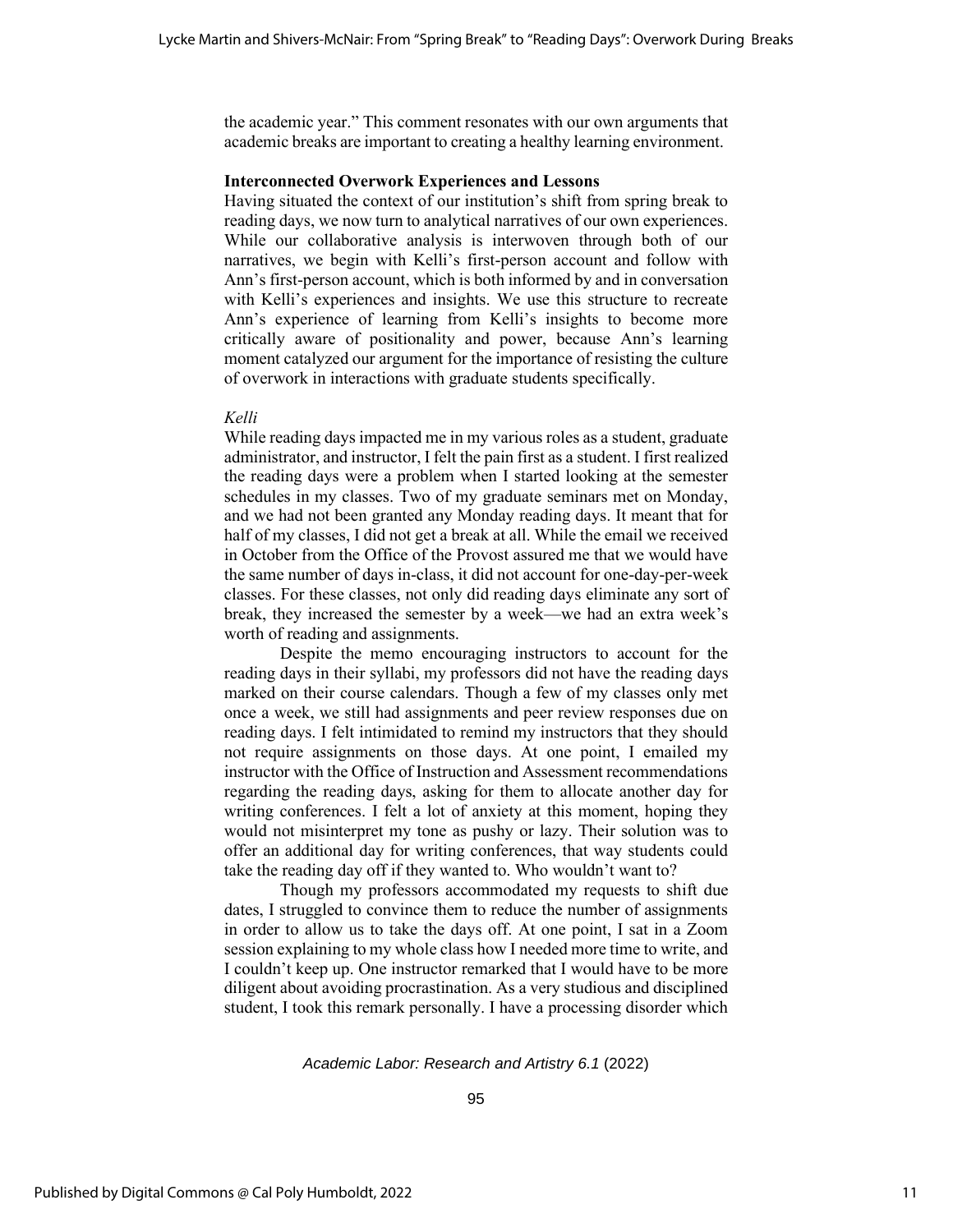the academic year." This comment resonates with our own arguments that academic breaks are important to creating a healthy learning environment.

**Interconnected Overwork Experiences and Lessons**

Having situated the context of our institution's shift from spring break to reading days, we now turn to analytical narratives of our own experiences. While our collaborative analysis is interwoven through both of our narratives, we begin with Kelli's first-person account and follow with Ann's first-person account, which is both informed by and in conversation with Kelli's experiences and insights. We use this structure to recreate Ann's experience of learning from Kelli's insights to become more critically aware of positionality and power, because Ann's learning moment catalyzed our argument for the importance of resisting the culture of overwork in interactions with graduate students specifically.

*Kelli*

While reading days impacted me in my various roles as a student, graduate administrator, and instructor, I felt the pain first as a student. I first realized the reading days were a problem when I started looking at the semester schedules in my classes. Two of my graduate seminars met on Monday, and we had not been granted any Monday reading days. It meant that for half of my classes, I did not get a break at all. While the email we received in October from the Office of the Provost assured me that we would have the same number of days in-class, it did not account for one-day-per-week classes. For these classes, not only did reading days eliminate any sort of break, they increased the semester by a week—we had an extra week's worth of reading and assignments.

Despite the memo encouraging instructors to account for the reading days in their syllabi, my professors did not have the reading days marked on their course calendars. Though a few of my classes only met once a week, we still had assignments and peer review responses due on reading days. I felt intimidated to remind my instructors that they should not require assignments on those days. At one point, I emailed my instructor with the Office of Instruction and Assessment recommendations regarding the reading days, asking for them to allocate another day for writing conferences. I felt a lot of anxiety at this moment, hoping they would not misinterpret my tone as pushy or lazy. Their solution was to offer an additional day for writing conferences, that way students could take the reading day off if they wanted to. Who wouldn't want to?

Though my professors accommodated my requests to shift due dates, I struggled to convince them to reduce the number of assignments in order to allow us to take the days off. At one point, I sat in a Zoom session explaining to my whole class how I needed more time to write, and I couldn't keep up. One instructor remarked that I would have to be more diligent about avoiding procrastination. As a very studious and disciplined student, I took this remark personally. I have a processing disorder which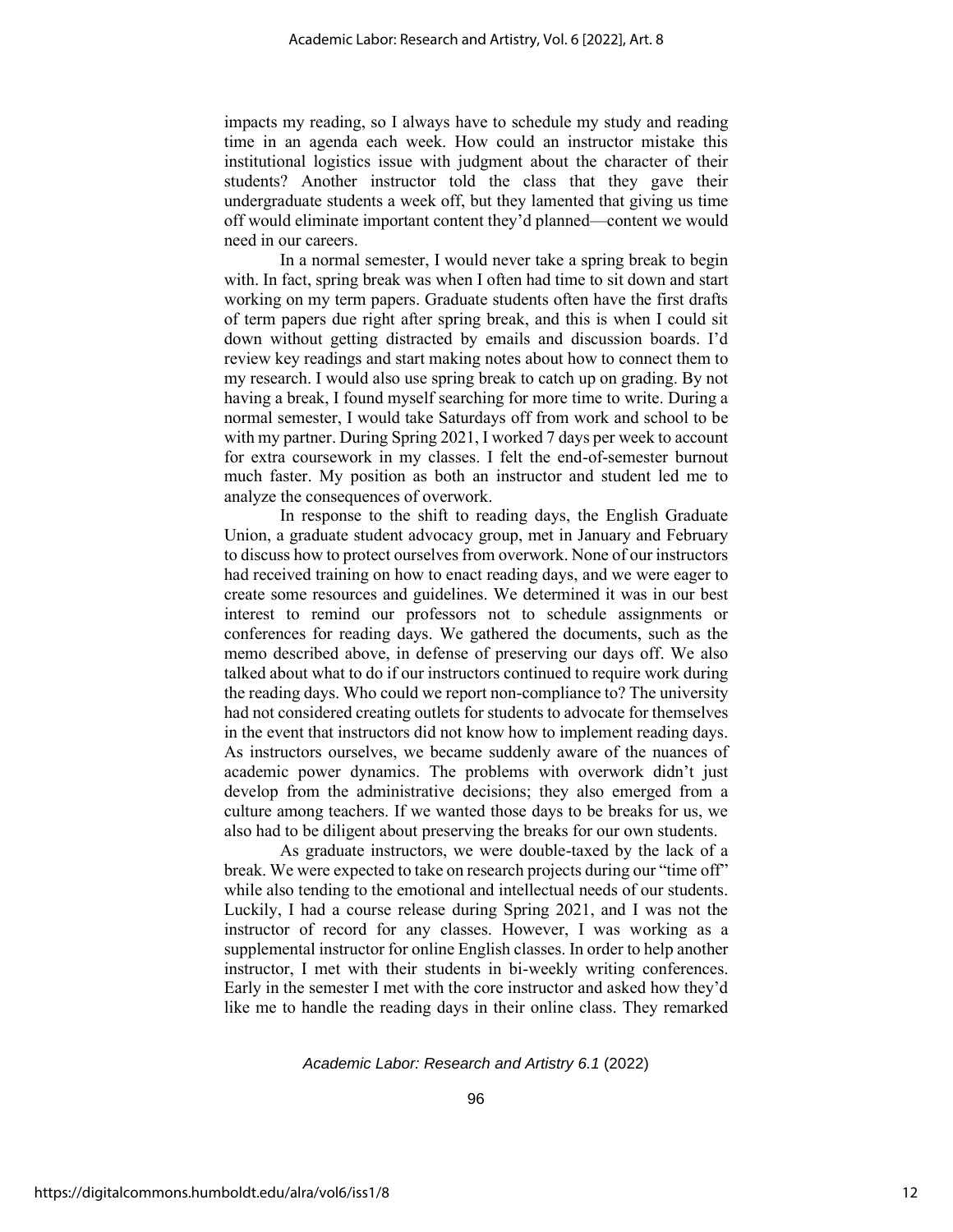impacts my reading, so I always have to schedule my study and reading time in an agenda each week. How could an instructor mistake this institutional logistics issue with judgment about the character of their students? Another instructor told the class that they gave their undergraduate students a week off, but they lamented that giving us time off would eliminate important content they'd planned—content we would need in our careers.

In a normal semester, I would never take a spring break to begin with. In fact, spring break was when I often had time to sit down and start working on my term papers. Graduate students often have the first drafts of term papers due right after spring break, and this is when I could sit down without getting distracted by emails and discussion boards. I'd review key readings and start making notes about how to connect them to my research. I would also use spring break to catch up on grading. By not having a break, I found myself searching for more time to write. During a normal semester, I would take Saturdays off from work and school to be with my partner. During Spring 2021, I worked 7 days per week to account for extra coursework in my classes. I felt the end-of-semester burnout much faster. My position as both an instructor and student led me to analyze the consequences of overwork.

In response to the shift to reading days, the English Graduate Union, a graduate student advocacy group, met in January and February to discuss how to protect ourselves from overwork. None of our instructors had received training on how to enact reading days, and we were eager to create some resources and guidelines. We determined it was in our best interest to remind our professors not to schedule assignments or conferences for reading days. We gathered the documents, such as the memo described above, in defense of preserving our days off. We also talked about what to do if our instructors continued to require work during the reading days. Who could we report non-compliance to? The university had not considered creating outlets for students to advocate for themselves in the event that instructors did not know how to implement reading days. As instructors ourselves, we became suddenly aware of the nuances of academic power dynamics. The problems with overwork didn't just develop from the administrative decisions; they also emerged from a culture among teachers. If we wanted those days to be breaks for us, we also had to be diligent about preserving the breaks for our own students.

As graduate instructors, we were double-taxed by the lack of a break. We were expected to take on research projects during our "time off" while also tending to the emotional and intellectual needs of our students. Luckily, I had a course release during Spring 2021, and I was not the instructor of record for any classes. However, I was working as a supplemental instructor for online English classes. In order to help another instructor, I met with their students in bi-weekly writing conferences. Early in the semester I met with the core instructor and asked how they'd like me to handle the reading days in their online class. They remarked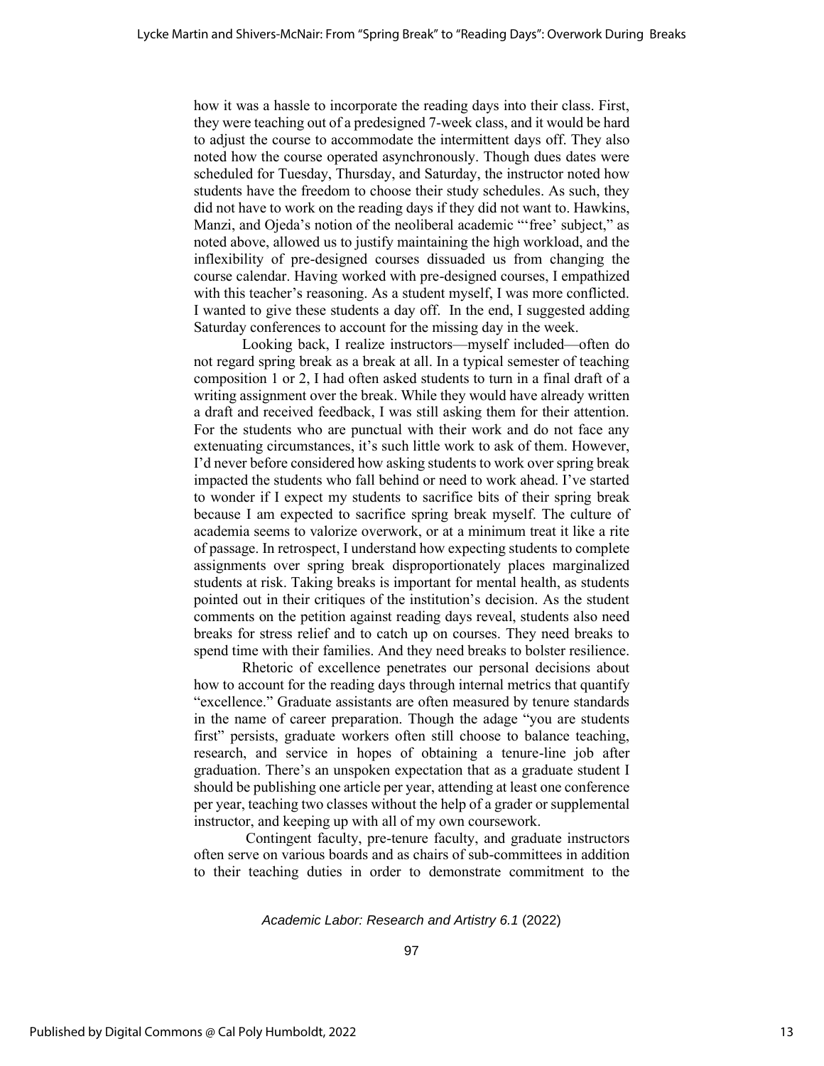how it was a hassle to incorporate the reading days into their class. First, they were teaching out of a predesigned 7-week class, and it would be hard to adjust the course to accommodate the intermittent days off. They also noted how the course operated asynchronously. Though dues dates were scheduled for Tuesday, Thursday, and Saturday, the instructor noted how students have the freedom to choose their study schedules. As such, they did not have to work on the reading days if they did not want to. Hawkins, Manzi, and Ojeda's notion of the neoliberal academic "'free' subject," as noted above, allowed us to justify maintaining the high workload, and the inflexibility of pre-designed courses dissuaded us from changing the course calendar. Having worked with pre-designed courses, I empathized with this teacher's reasoning. As a student myself, I was more conflicted. I wanted to give these students a day off. In the end, I suggested adding Saturday conferences to account for the missing day in the week.

Looking back, I realize instructors—myself included—often do not regard spring break as a break at all. In a typical semester of teaching composition 1 or 2, I had often asked students to turn in a final draft of a writing assignment over the break. While they would have already written a draft and received feedback, I was still asking them for their attention. For the students who are punctual with their work and do not face any extenuating circumstances, it's such little work to ask of them. However, I'd never before considered how asking students to work over spring break impacted the students who fall behind or need to work ahead. I've started to wonder if I expect my students to sacrifice bits of their spring break because I am expected to sacrifice spring break myself. The culture of academia seems to valorize overwork, or at a minimum treat it like a rite of passage. In retrospect, I understand how expecting students to complete assignments over spring break disproportionately places marginalized students at risk. Taking breaks is important for mental health, as students pointed out in their critiques of the institution's decision. As the student comments on the petition against reading days reveal, students also need breaks for stress relief and to catch up on courses. They need breaks to spend time with their families. And they need breaks to bolster resilience.

Rhetoric of excellence penetrates our personal decisions about how to account for the reading days through internal metrics that quantify "excellence." Graduate assistants are often measured by tenure standards in the name of career preparation. Though the adage "you are students first" persists, graduate workers often still choose to balance teaching, research, and service in hopes of obtaining a tenure-line job after graduation. There's an unspoken expectation that as a graduate student I should be publishing one article per year, attending at least one conference per year, teaching two classes without the help of a grader or supplemental instructor, and keeping up with all of my own coursework.

Contingent faculty, pre-tenure faculty, and graduate instructors often serve on various boards and as chairs of sub-committees in addition to their teaching duties in order to demonstrate commitment to the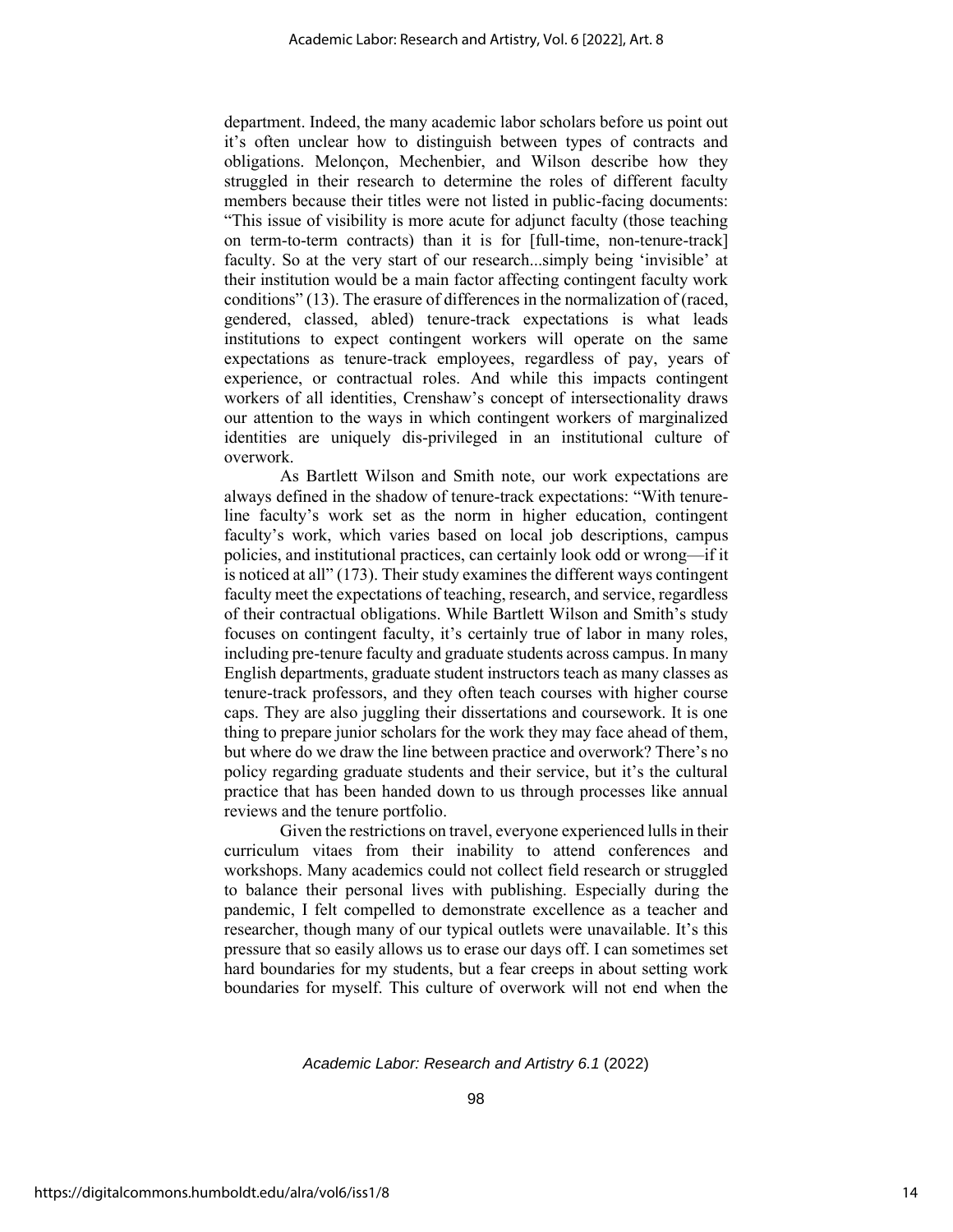department. Indeed, the many academic labor scholars before us point out it's often unclear how to distinguish between types of contracts and obligations. Melonçon, Mechenbier, and Wilson describe how they struggled in their research to determine the roles of different faculty members because their titles were not listed in public-facing documents: "This issue of visibility is more acute for adjunct faculty (those teaching on term-to-term contracts) than it is for [full-time, non-tenure-track] faculty. So at the very start of our research...simply being 'invisible' at their institution would be a main factor affecting contingent faculty work conditions" (13). The erasure of differences in the normalization of (raced, gendered, classed, abled) tenure-track expectations is what leads institutions to expect contingent workers will operate on the same expectations as tenure-track employees, regardless of pay, years of experience, or contractual roles. And while this impacts contingent workers of all identities, Crenshaw's concept of intersectionality draws our attention to the ways in which contingent workers of marginalized identities are uniquely dis-privileged in an institutional culture of overwork.

As Bartlett Wilson and Smith note, our work expectations are always defined in the shadow of tenure-track expectations: "With tenure-line faculty's work set as the norm in higher education, contingent faculty's work, which varies based on local job descriptions, campus policies, and institutional practices, can certainly look odd or wrong—if it is noticed at all" (173). Their study examines the different ways contingent faculty meet the expectations of teaching, research, and service, regardless of their contractual obligations. While Bartlett Wilson and Smith's study focuses on contingent faculty, it's certainly true of labor in many roles, including pre-tenure faculty and graduate students across campus. In many English departments, graduate student instructors teach as many classes as tenure-track professors, and they often teach courses with higher course caps. They are also juggling their dissertations and coursework. It is one thing to prepare junior scholars for the work they may face ahead of them, but where do we draw the line between practice and overwork? There's no policy regarding graduate students and their service, but it's the cultural practice that has been handed down to us through processes like annual reviews and the tenure portfolio.

Given the restrictions on travel, everyone experienced lulls in their curriculum vitaes from their inability to attend conferences and workshops. Many academics could not collect field research or struggled to balance their personal lives with publishing. Especially during the pandemic, I felt compelled to demonstrate excellence as a teacher and researcher, though many of our typical outlets were unavailable. It's this pressure that so easily allows us to erase our days off. I can sometimes set hard boundaries for my students, but a fear creeps in about setting work boundaries for myself. This culture of overwork will not end when the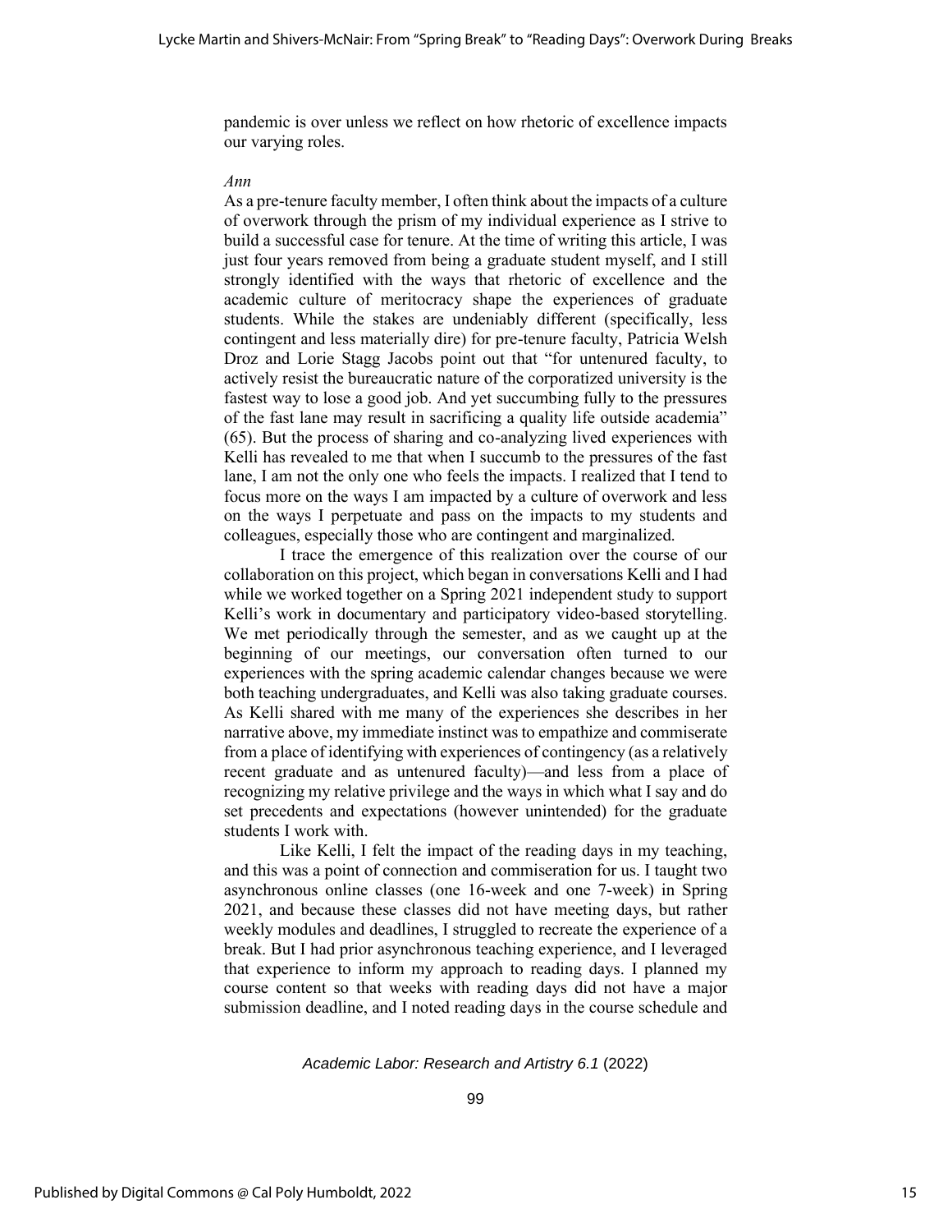pandemic is over unless we reflect on how rhetoric of excellence impacts our varying roles.

*Ann*

As a pre-tenure faculty member, I often think about the impacts of a culture of overwork through the prism of my individual experience as I strive to build a successful case for tenure. At the time of writing this article, I was just four years removed from being a graduate student myself, and I still strongly identified with the ways that rhetoric of excellence and the academic culture of meritocracy shape the experiences of graduate students. While the stakes are undeniably different (specifically, less contingent and less materially dire) for pre-tenure faculty, Patricia Welsh Droz and Lorie Stagg Jacobs point out that "for untenured faculty, to actively resist the bureaucratic nature of the corporatized university is the fastest way to lose a good job. And yet succumbing fully to the pressures of the fast lane may result in sacrificing a quality life outside academia" (65). But the process of sharing and co-analyzing lived experiences with Kelli has revealed to me that when I succumb to the pressures of the fast lane, I am not the only one who feels the impacts. I realized that I tend to focus more on the ways I am impacted by a culture of overwork and less on the ways I perpetuate and pass on the impacts to my students and colleagues, especially those who are contingent and marginalized.

I trace the emergence of this realization over the course of our collaboration on this project, which began in conversations Kelli and I had while we worked together on a Spring 2021 independent study to support Kelli's work in documentary and participatory video-based storytelling. We met periodically through the semester, and as we caught up at the beginning of our meetings, our conversation often turned to our experiences with the spring academic calendar changes because we were both teaching undergraduates, and Kelli was also taking graduate courses. As Kelli shared with me many of the experiences she describes in her narrative above, my immediate instinct was to empathize and commiserate from a place of identifying with experiences of contingency (as a relatively recent graduate and as untenured faculty)—and less from a place of recognizing my relative privilege and the ways in which what I say and do set precedents and expectations (however unintended) for the graduate students I work with.

Like Kelli, I felt the impact of the reading days in my teaching, and this was a point of connection and commiseration for us. I taught two asynchronous online classes (one 16-week and one 7-week) in Spring 2021, and because these classes did not have meeting days, but rather weekly modules and deadlines, I struggled to recreate the experience of a break. But I had prior asynchronous teaching experience, and I leveraged that experience to inform my approach to reading days. I planned my course content so that weeks with reading days did not have a major submission deadline, and I noted reading days in the course schedule and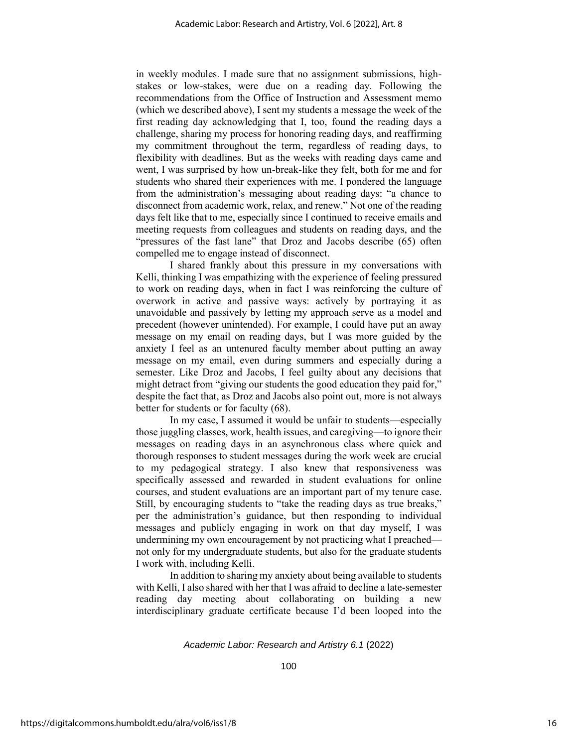in weekly modules. I made sure that no assignment submissions, high-stakes or low-stakes, were due on a reading day. Following the recommendations from the Office of Instruction and Assessment memo (which we described above), I sent my students a message the week of the first reading day acknowledging that I, too, found the reading days a challenge, sharing my process for honoring reading days, and reaffirming my commitment throughout the term, regardless of reading days, to flexibility with deadlines. But as the weeks with reading days came and went, I was surprised by how un-break-like they felt, both for me and for students who shared their experiences with me. I pondered the language from the administration's messaging about reading days: "a chance to disconnect from academic work, relax, and renew." Not one of the reading days felt like that to me, especially since I continued to receive emails and meeting requests from colleagues and students on reading days, and the "pressures of the fast lane" that Droz and Jacobs describe (65) often compelled me to engage instead of disconnect.

I shared frankly about this pressure in my conversations with Kelli, thinking I was empathizing with the experience of feeling pressured to work on reading days, when in fact I was reinforcing the culture of overwork in active and passive ways: actively by portraying it as unavoidable and passively by letting my approach serve as a model and precedent (however unintended). For example, I could have put an away message on my email on reading days, but I was more guided by the anxiety I feel as an untenured faculty member about putting an away message on my email, even during summers and especially during a semester. Like Droz and Jacobs, I feel guilty about any decisions that might detract from "giving our students the good education they paid for," despite the fact that, as Droz and Jacobs also point out, more is not always better for students or for faculty (68).

In my case, I assumed it would be unfair to students—especially those juggling classes, work, health issues, and caregiving—to ignore their messages on reading days in an asynchronous class where quick and thorough responses to student messages during the work week are crucial to my pedagogical strategy. I also knew that responsiveness was specifically assessed and rewarded in student evaluations for online courses, and student evaluations are an important part of my tenure case. Still, by encouraging students to "take the reading days as true breaks," per the administration's guidance, but then responding to individual messages and publicly engaging in work on that day myself, I was undermining my own encouragement by not practicing what I preached—not only for my undergraduate students, but also for the graduate students I work with, including Kelli.

In addition to sharing my anxiety about being available to students with Kelli, I also shared with her that I was afraid to decline a late-semester reading day meeting about collaborating on building a new interdisciplinary graduate certificate because I'd been looped into the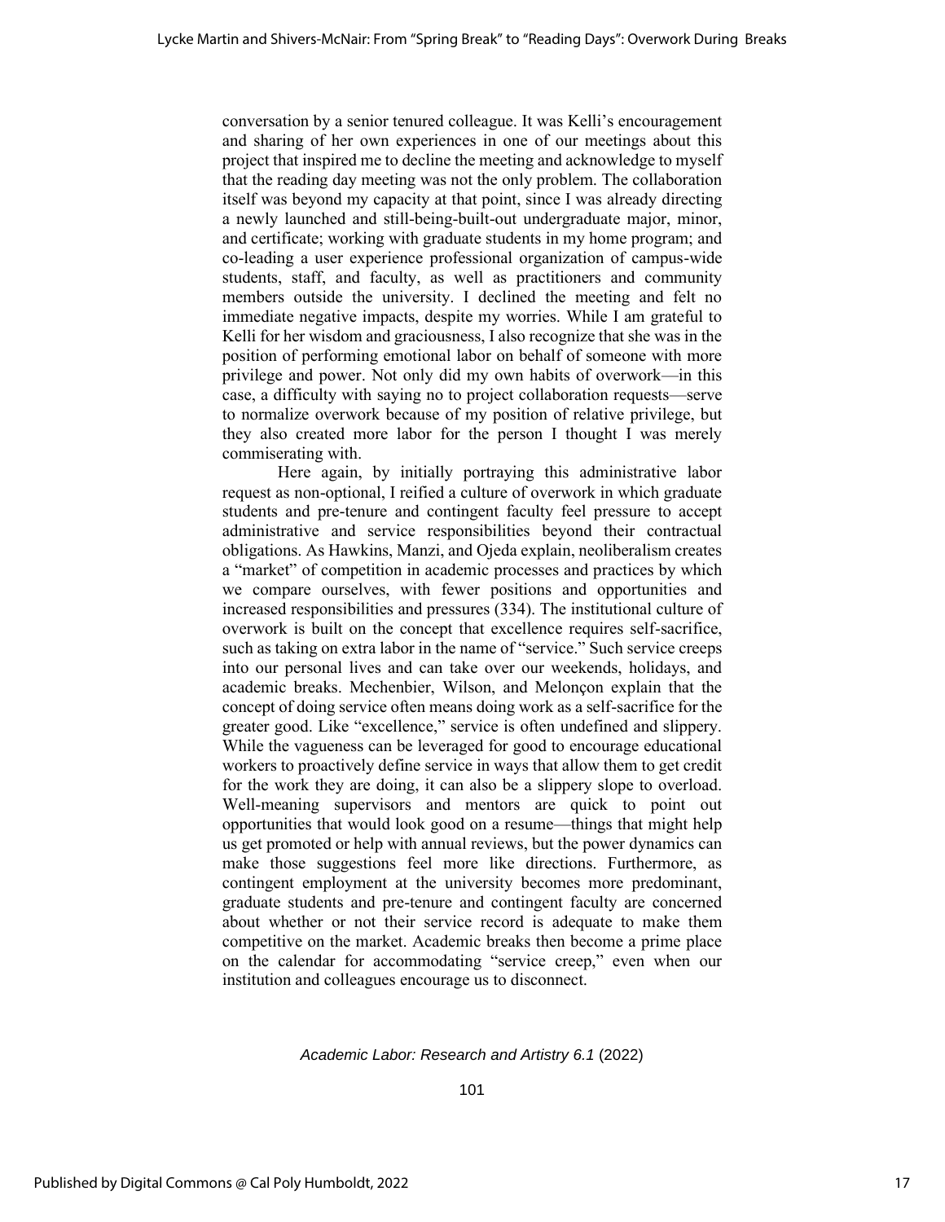conversation by a senior tenured colleague. It was Kelli's encouragement and sharing of her own experiences in one of our meetings about this project that inspired me to decline the meeting and acknowledge to myself that the reading day meeting was not the only problem. The collaboration itself was beyond my capacity at that point, since I was already directing a newly launched and still-being-built-out undergraduate major, minor, and certificate; working with graduate students in my home program; and co-leading a user experience professional organization of campus-wide students, staff, and faculty, as well as practitioners and community members outside the university. I declined the meeting and felt no immediate negative impacts, despite my worries. While I am grateful to Kelli for her wisdom and graciousness, I also recognize that she was in the position of performing emotional labor on behalf of someone with more privilege and power. Not only did my own habits of overwork—in this case, a difficulty with saying no to project collaboration requests—serve to normalize overwork because of my position of relative privilege, but they also created more labor for the person I thought I was merely commiserating with.

Here again, by initially portraying this administrative labor request as non-optional, I reified a culture of overwork in which graduate students and pre-tenure and contingent faculty feel pressure to accept administrative and service responsibilities beyond their contractual obligations. As Hawkins, Manzi, and Ojeda explain, neoliberalism creates a "market" of competition in academic processes and practices by which we compare ourselves, with fewer positions and opportunities and increased responsibilities and pressures (334). The institutional culture of overwork is built on the concept that excellence requires self-sacrifice, such as taking on extra labor in the name of "service." Such service creeps into our personal lives and can take over our weekends, holidays, and academic breaks. Mechenbier, Wilson, and Melonçon explain that the concept of doing service often means doing work as a self-sacrifice for the greater good. Like "excellence," service is often undefined and slippery. While the vagueness can be leveraged for good to encourage educational workers to proactively define service in ways that allow them to get credit for the work they are doing, it can also be a slippery slope to overload. Well-meaning supervisors and mentors are quick to point out opportunities that would look good on a resume—things that might help us get promoted or help with annual reviews, but the power dynamics can make those suggestions feel more like directions. Furthermore, as contingent employment at the university becomes more predominant, graduate students and pre-tenure and contingent faculty are concerned about whether or not their service record is adequate to make them competitive on the market. Academic breaks then become a prime place on the calendar for accommodating "service creep," even when our institution and colleagues encourage us to disconnect.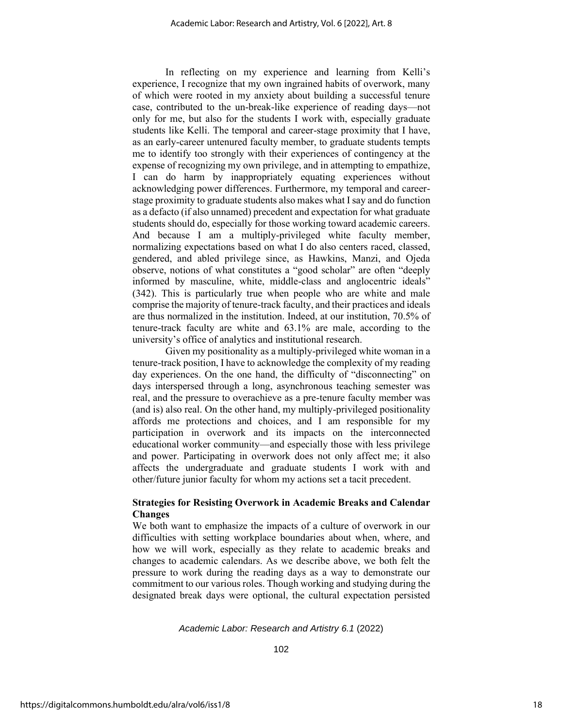In reflecting on my experience and learning from Kelli's experience, I recognize that my own ingrained habits of overwork, many of which were rooted in my anxiety about building a successful tenure case, contributed to the un-break-like experience of reading days—not only for me, but also for the students I work with, especially graduate students like Kelli. The temporal and career-stage proximity that I have, as an early-career untenured faculty member, to graduate students tempts me to identify too strongly with their experiences of contingency at the expense of recognizing my own privilege, and in attempting to empathize, I can do harm by inappropriately equating experiences without acknowledging power differences. Furthermore, my temporal and career-stage proximity to graduate students also makes what I say and do function as a defacto (if also unnamed) precedent and expectation for what graduate students should do, especially for those working toward academic careers. And because I am a multiply-privileged white faculty member, normalizing expectations based on what I do also centers raced, classed, gendered, and abled privilege since, as Hawkins, Manzi, and Ojeda observe, notions of what constitutes a "good scholar" are often "deeply informed by masculine, white, middle-class and anglocentric ideals" (342). This is particularly true when people who are white and male comprise the majority of tenure-track faculty, and their practices and ideals are thus normalized in the institution. Indeed, at our institution, 70.5% of tenure-track faculty are white and 63.1% are male, according to the university's office of analytics and institutional research.

Given my positionality as a multiply-privileged white woman in a tenure-track position, I have to acknowledge the complexity of my reading day experiences. On the one hand, the difficulty of "disconnecting" on days interspersed through a long, asynchronous teaching semester was real, and the pressure to overachieve as a pre-tenure faculty member was (and is) also real. On the other hand, my multiply-privileged positionality affords me protections and choices, and I am responsible for my participation in overwork and its impacts on the interconnected educational worker community—and especially those with less privilege and power. Participating in overwork does not only affect me; it also affects the undergraduate and graduate students I work with and other/future junior faculty for whom my actions set a tacit precedent.

**Strategies for Resisting Overwork in Academic Breaks and Calendar Changes**

We both want to emphasize the impacts of a culture of overwork in our difficulties with setting workplace boundaries about when, where, and how we will work, especially as they relate to academic breaks and changes to academic calendars. As we describe above, we both felt the pressure to work during the reading days as a way to demonstrate our commitment to our various roles. Though working and studying during the designated break days were optional, the cultural expectation persisted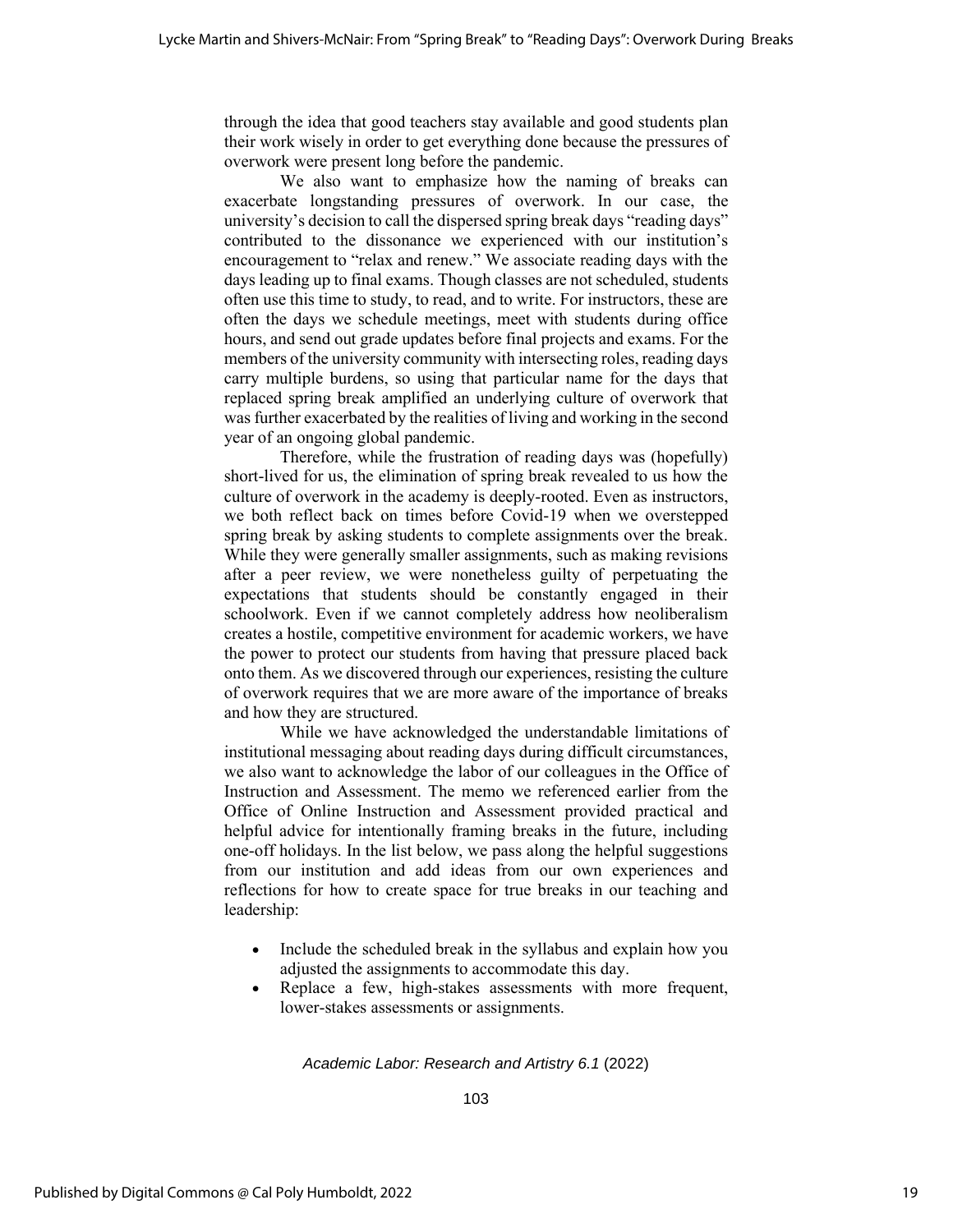through the idea that good teachers stay available and good students plan their work wisely in order to get everything done because the pressures of overwork were present long before the pandemic.

We also want to emphasize how the naming of breaks can exacerbate longstanding pressures of overwork. In our case, the university's decision to call the dispersed spring break days "reading days" contributed to the dissonance we experienced with our institution's encouragement to "relax and renew." We associate reading days with the days leading up to final exams. Though classes are not scheduled, students often use this time to study, to read, and to write. For instructors, these are often the days we schedule meetings, meet with students during office hours, and send out grade updates before final projects and exams. For the members of the university community with intersecting roles, reading days carry multiple burdens, so using that particular name for the days that replaced spring break amplified an underlying culture of overwork that was further exacerbated by the realities of living and working in the second year of an ongoing global pandemic.

Therefore, while the frustration of reading days was (hopefully) short-lived for us, the elimination of spring break revealed to us how the culture of overwork in the academy is deeply-rooted. Even as instructors, we both reflect back on times before Covid-19 when we overstepped spring break by asking students to complete assignments over the break. While they were generally smaller assignments, such as making revisions after a peer review, we were nonetheless guilty of perpetuating the expectations that students should be constantly engaged in their schoolwork. Even if we cannot completely address how neoliberalism creates a hostile, competitive environment for academic workers, we have the power to protect our students from having that pressure placed back onto them. As we discovered through our experiences, resisting the culture of overwork requires that we are more aware of the importance of breaks and how they are structured.

While we have acknowledged the understandable limitations of institutional messaging about reading days during difficult circumstances, we also want to acknowledge the labor of our colleagues in the Office of Instruction and Assessment. The memo we referenced earlier from the Office of Online Instruction and Assessment provided practical and helpful advice for intentionally framing breaks in the future, including one-off holidays. In the list below, we pass along the helpful suggestions from our institution and add ideas from our own experiences and reflections for how to create space for true breaks in our teaching and leadership:

- Include the scheduled break in the syllabus and explain how you adjusted the assignments to accommodate this day.
- Replace a few, high-stakes assessments with more frequent, lower-stakes assessments or assignments.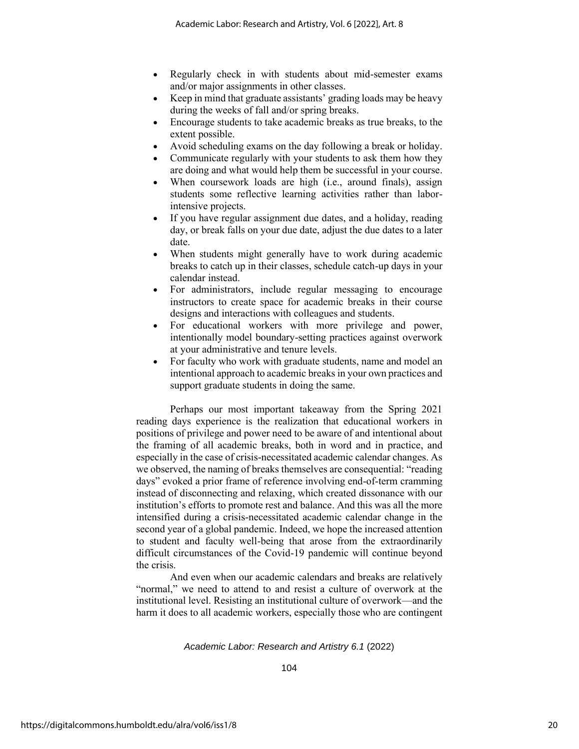- Regularly check in with students about mid-semester exams and/or major assignments in other classes.
- Keep in mind that graduate assistants' grading loads may be heavy during the weeks of fall and/or spring breaks.
- Encourage students to take academic breaks as true breaks, to the extent possible.
- Avoid scheduling exams on the day following a break or holiday.
- Communicate regularly with your students to ask them how they are doing and what would help them be successful in your course.
- When coursework loads are high (i.e., around finals), assign students some reflective learning activities rather than labor-intensive projects.
- If you have regular assignment due dates, and a holiday, reading day, or break falls on your due date, adjust the due dates to a later date.
- When students might generally have to work during academic breaks to catch up in their classes, schedule catch-up days in your calendar instead.
- For administrators, include regular messaging to encourage instructors to create space for academic breaks in their course designs and interactions with colleagues and students.
- For educational workers with more privilege and power, intentionally model boundary-setting practices against overwork at your administrative and tenure levels.
- For faculty who work with graduate students, name and model an intentional approach to academic breaks in your own practices and support graduate students in doing the same.

Perhaps our most important takeaway from the Spring 2021 reading days experience is the realization that educational workers in positions of privilege and power need to be aware of and intentional about the framing of all academic breaks, both in word and in practice, and especially in the case of crisis-necessitated academic calendar changes. As we observed, the naming of breaks themselves are consequential: "reading days" evoked a prior frame of reference involving end-of-term cramming instead of disconnecting and relaxing, which created dissonance with our institution's efforts to promote rest and balance. And this was all the more intensified during a crisis-necessitated academic calendar change in the second year of a global pandemic. Indeed, we hope the increased attention to student and faculty well-being that arose from the extraordinarily difficult circumstances of the Covid-19 pandemic will continue beyond the crisis.

And even when our academic calendars and breaks are relatively "normal," we need to attend to and resist a culture of overwork at the institutional level. Resisting an institutional culture of overwork—and the harm it does to all academic workers, especially those who are contingent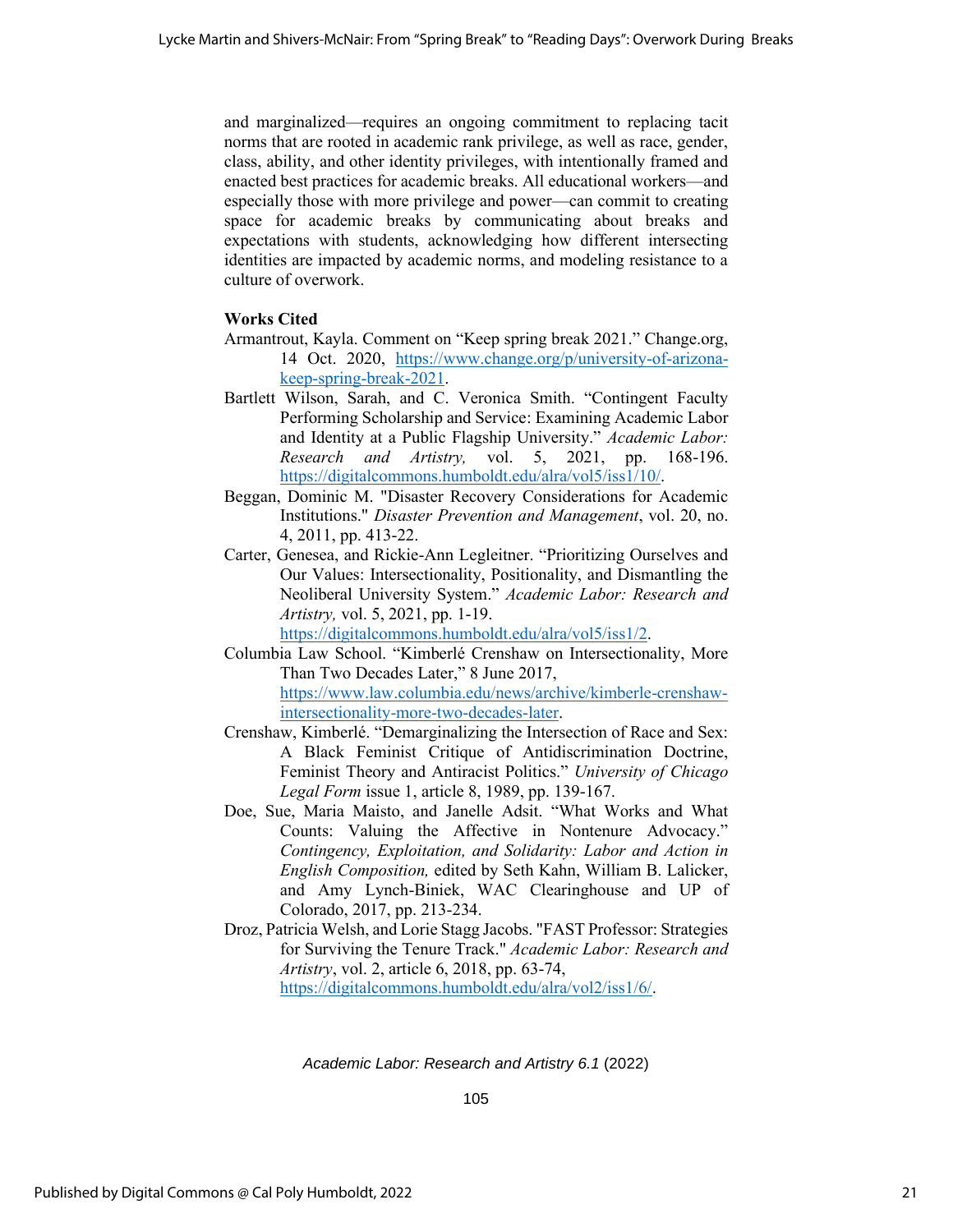and marginalized—requires an ongoing commitment to replacing tacit norms that are rooted in academic rank privilege, as well as race, gender, class, ability, and other identity privileges, with intentionally framed and enacted best practices for academic breaks. All educational workers—and especially those with more privilege and power—can commit to creating space for academic breaks by communicating about breaks and expectations with students, acknowledging how different intersecting identities are impacted by academic norms, and modeling resistance to a culture of overwork.

## Works Cited

Armantrout, Kayla. Comment on "Keep spring break 2021." Change.org, 14 Oct. 2020, https://www.change.org/p/university-of-arizona-keep-spring-break-2021.

Bartlett Wilson, Sarah, and C. Veronica Smith. "Contingent Faculty Performing Scholarship and Service: Examining Academic Labor and Identity at a Public Flagship University." *Academic Labor: Research and Artistry,* vol. 5, 2021, pp. 168-196. https://digitalcommons.humboldt.edu/alra/vol5/iss1/10/.

Beggan, Dominic M. "Disaster Recovery Considerations for Academic Institutions." *Disaster Prevention and Management*, vol. 20, no. 4, 2011, pp. 413-22.

Carter, Genesea, and Rickie-Ann Legleitner. "Prioritizing Ourselves and Our Values: Intersectionality, Positionality, and Dismantling the Neoliberal University System." *Academic Labor: Research and Artistry,* vol. 5, 2021, pp. 1-19. https://digitalcommons.humboldt.edu/alra/vol5/iss1/2.

Columbia Law School. "Kimberlé Crenshaw on Intersectionality, More Than Two Decades Later," 8 June 2017, https://www.law.columbia.edu/news/archive/kimberle-crenshaw-intersectionality-more-two-decades-later.

Crenshaw, Kimberlé. "Demarginalizing the Intersection of Race and Sex: A Black Feminist Critique of Antidiscrimination Doctrine, Feminist Theory and Antiracist Politics." *University of Chicago Legal Form* issue 1, article 8, 1989, pp. 139-167.

Doe, Sue, Maria Maisto, and Janelle Adsit. "What Works and What Counts: Valuing the Affective in Nontenure Advocacy." *Contingency, Exploitation, and Solidarity: Labor and Action in English Composition,* edited by Seth Kahn, William B. Lalicker, and Amy Lynch-Biniek, WAC Clearinghouse and UP of Colorado, 2017, pp. 213-234.

Droz, Patricia Welsh, and Lorie Stagg Jacobs. "FAST Professor: Strategies for Surviving the Tenure Track." *Academic Labor: Research and Artistry*, vol. 2, article 6, 2018, pp. 63-74, https://digitalcommons.humboldt.edu/alra/vol2/iss1/6/.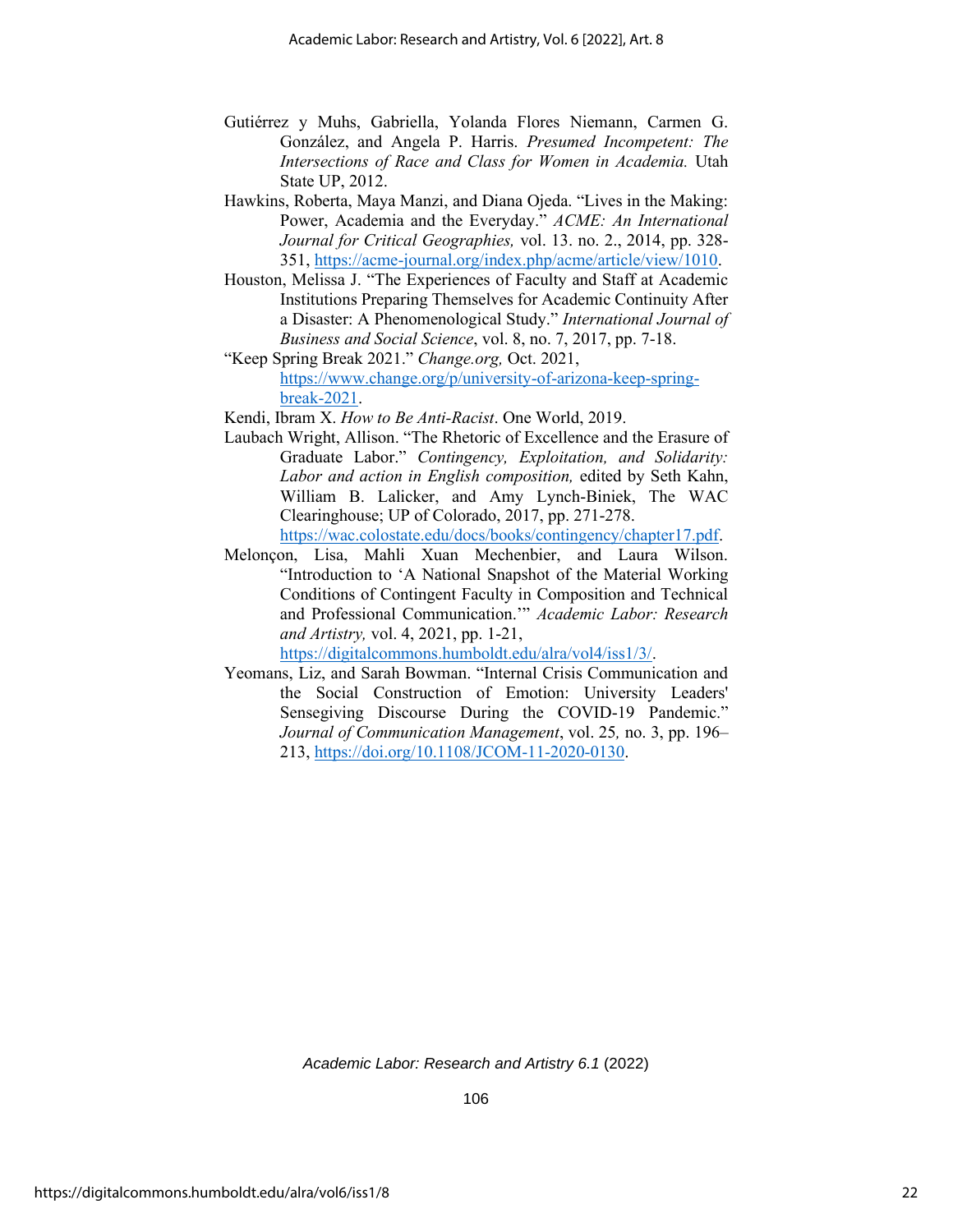Gutiérrez y Muhs, Gabriella, Yolanda Flores Niemann, Carmen G. González, and Angela P. Harris. *Presumed Incompetent: The Intersections of Race and Class for Women in Academia.* Utah State UP, 2012.

Hawkins, Roberta, Maya Manzi, and Diana Ojeda. "Lives in the Making: Power, Academia and the Everyday." *ACME: An International Journal for Critical Geographies,* vol. 13. no. 2., 2014, pp. 328-351, https://acme-journal.org/index.php/acme/article/view/1010.

Houston, Melissa J. "The Experiences of Faculty and Staff at Academic Institutions Preparing Themselves for Academic Continuity After a Disaster: A Phenomenological Study." *International Journal of Business and Social Science*, vol. 8, no. 7, 2017, pp. 7-18.

"Keep Spring Break 2021." *Change.org,* Oct. 2021, https://www.change.org/p/university-of-arizona-keep-spring-break-2021.

Kendi, Ibram X. *How to Be Anti-Racist*. One World, 2019.

Laubach Wright, Allison. "The Rhetoric of Excellence and the Erasure of Graduate Labor." *Contingency, Exploitation, and Solidarity: Labor and action in English composition,* edited by Seth Kahn, William B. Lalicker, and Amy Lynch-Biniek, The WAC Clearinghouse; UP of Colorado, 2017, pp. 271-278. https://wac.colostate.edu/docs/books/contingency/chapter17.pdf.

Melonçon, Lisa, Mahli Xuan Mechenbier, and Laura Wilson. "Introduction to 'A National Snapshot of the Material Working Conditions of Contingent Faculty in Composition and Technical and Professional Communication.'" *Academic Labor: Research and Artistry,* vol. 4, 2021, pp. 1-21, https://digitalcommons.humboldt.edu/alra/vol4/iss1/3/.

Yeomans, Liz, and Sarah Bowman. "Internal Crisis Communication and the Social Construction of Emotion: University Leaders' Sensegiving Discourse During the COVID-19 Pandemic." *Journal of Communication Management*, vol. 25*,* no. 3, pp. 196–213, https://doi.org/10.1108/JCOM-11-2020-0130.